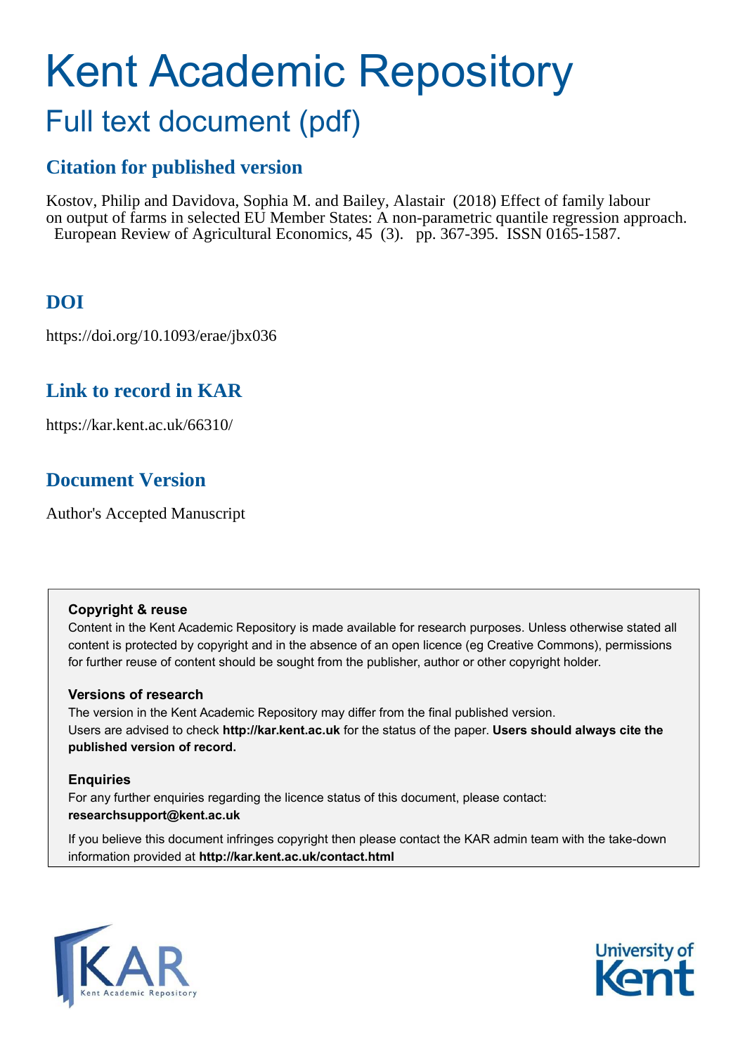# Kent Academic Repository

## Full text document (pdf)

### Citation for published version

Kostov, Philip and Davidova, Sophia M. and Bailey, Alastair (2018) Effect of family labour on output of farms in selected EU Member States: A non-parametric quantile regression approach. European Review of Agricultural Economics, 45 (3). pp. 367-395. ISSN 0165-1587.

### DOI

https://doi.org/10.1093/erae/jbx036

### Link to record in KAR

https://kar.kent.ac.uk/66310/

### Document Version

Author's Accepted Manuscript

**Copyright & reuse**

Content in the Kent Academic Repository is made available for research purposes. Unless otherwise stated all content is protected by copyright and in the absence of an open licence (eg Creative Commons), permissions for further reuse of content should be sought from the publisher, author or other copyright holder.

**Versions of research**

The version in the Kent Academic Repository may differ from the final published version.
Users are advised to check **http://kar.kent.ac.uk** for the status of the paper. **Users should always cite the published version of record.**

**Enquiries**

For any further enquiries regarding the licence status of this document, please contact:
**researchsupport@kent.ac.uk**

If you believe this document infringes copyright then please contact the KAR admin team with the take-down information provided at **http://kar.kent.ac.uk/contact.html**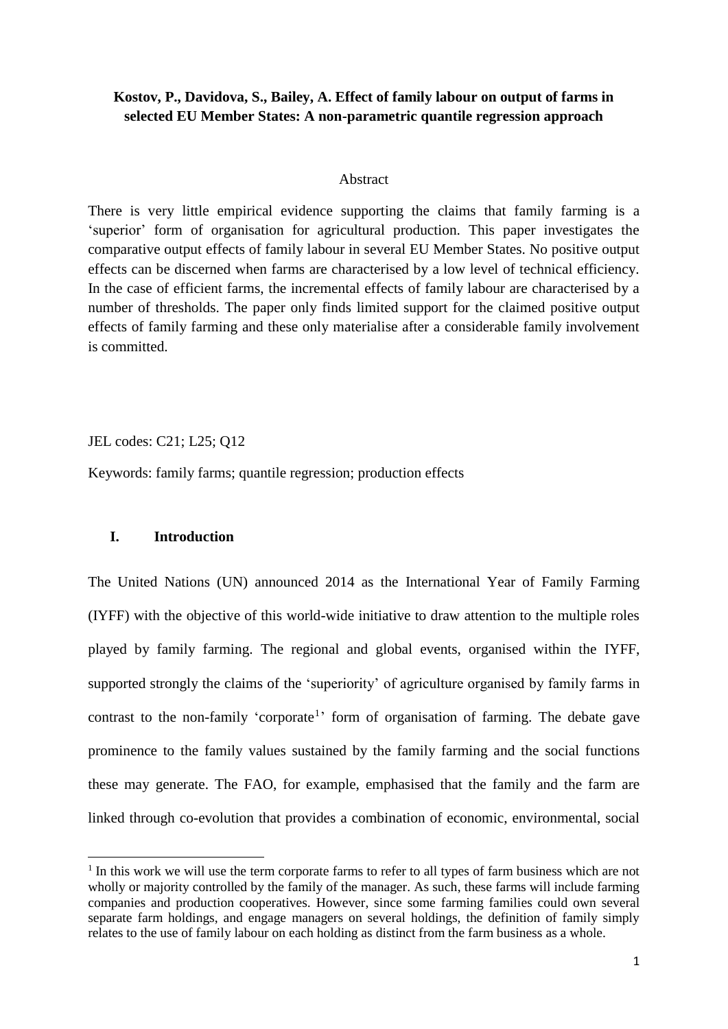**Kostov, P., Davidova, S., Bailey, A. Effect of family labour on output of farms in selected EU Member States: A non-parametric quantile regression approach**

Abstract

There is very little empirical evidence supporting the claims that family farming is a 'superior' form of organisation for agricultural production. This paper investigates the comparative output effects of family labour in several EU Member States. No positive output effects can be discerned when farms are characterised by a low level of technical efficiency. In the case of efficient farms, the incremental effects of family labour are characterised by a number of thresholds. The paper only finds limited support for the claimed positive output effects of family farming and these only materialise after a considerable family involvement is committed.

JEL codes: C21; L25; Q12

Keywords: family farms; quantile regression; production effects

## I. Introduction

The United Nations (UN) announced 2014 as the International Year of Family Farming (IYFF) with the objective of this world-wide initiative to draw attention to the multiple roles played by family farming. The regional and global events, organised within the IYFF, supported strongly the claims of the 'superiority' of agriculture organised by family farms in contrast to the non-family 'corporate[1]' form of organisation of farming. The debate gave prominence to the family values sustained by the family farming and the social functions these may generate. The FAO, for example, emphasised that the family and the farm are linked through co-evolution that provides a combination of economic, environmental, social

[1] In this work we will use the term corporate farms to refer to all types of farm business which are not wholly or majority controlled by the family of the manager. As such, these farms will include farming companies and production cooperatives. However, since some farming families could own several separate farm holdings, and engage managers on several holdings, the definition of family simply relates to the use of family labour on each holding as distinct from the farm business as a whole.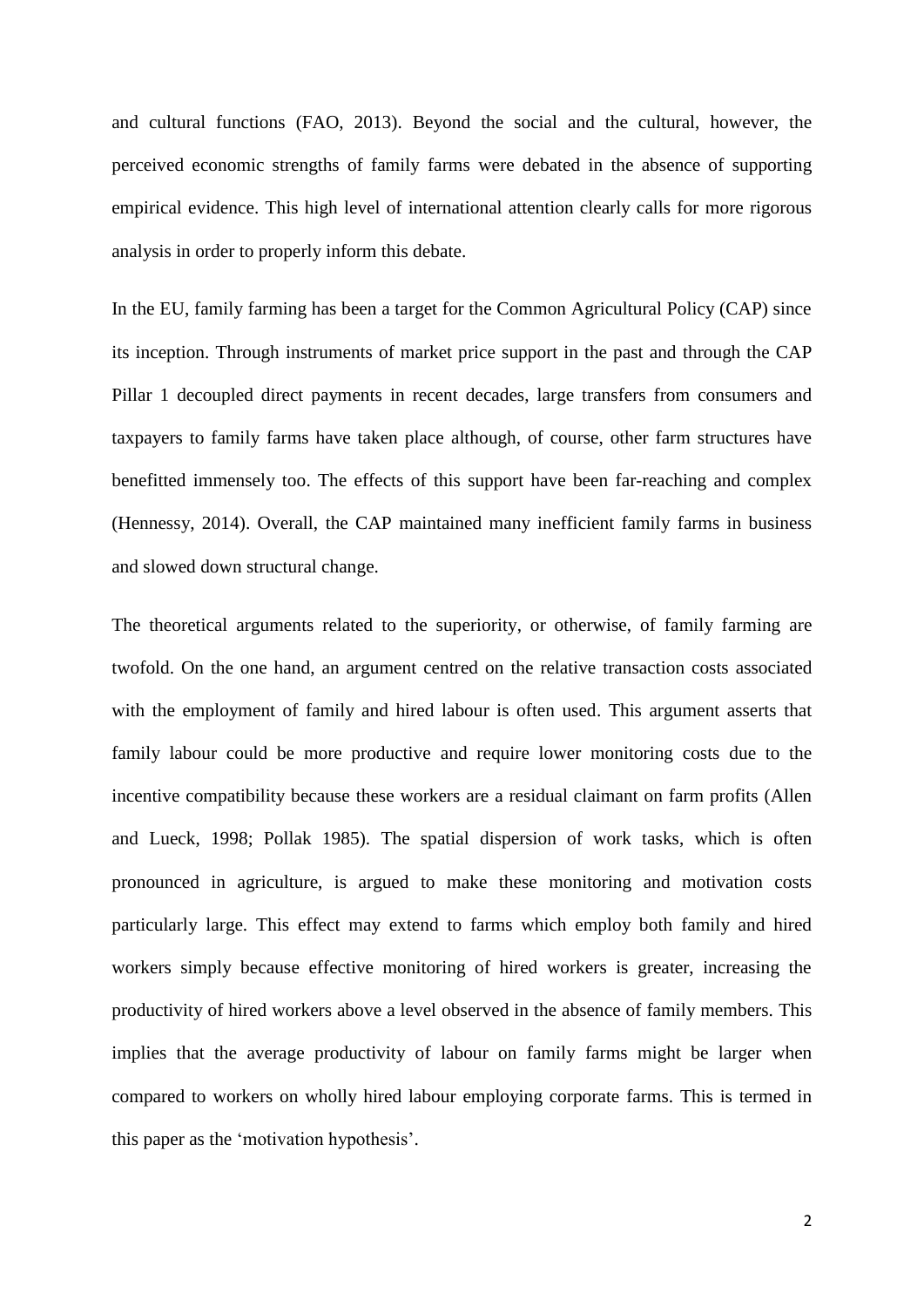and cultural functions (FAO, 2013). Beyond the social and the cultural, however, the perceived economic strengths of family farms were debated in the absence of supporting empirical evidence. This high level of international attention clearly calls for more rigorous analysis in order to properly inform this debate.

In the EU, family farming has been a target for the Common Agricultural Policy (CAP) since its inception. Through instruments of market price support in the past and through the CAP Pillar 1 decoupled direct payments in recent decades, large transfers from consumers and taxpayers to family farms have taken place although, of course, other farm structures have benefitted immensely too. The effects of this support have been far-reaching and complex (Hennessy, 2014). Overall, the CAP maintained many inefficient family farms in business and slowed down structural change.

The theoretical arguments related to the superiority, or otherwise, of family farming are twofold. On the one hand, an argument centred on the relative transaction costs associated with the employment of family and hired labour is often used. This argument asserts that family labour could be more productive and require lower monitoring costs due to the incentive compatibility because these workers are a residual claimant on farm profits (Allen and Lueck, 1998; Pollak 1985). The spatial dispersion of work tasks, which is often pronounced in agriculture, is argued to make these monitoring and motivation costs particularly large. This effect may extend to farms which employ both family and hired workers simply because effective monitoring of hired workers is greater, increasing the productivity of hired workers above a level observed in the absence of family members. This implies that the average productivity of labour on family farms might be larger when compared to workers on wholly hired labour employing corporate farms. This is termed in this paper as the 'motivation hypothesis'.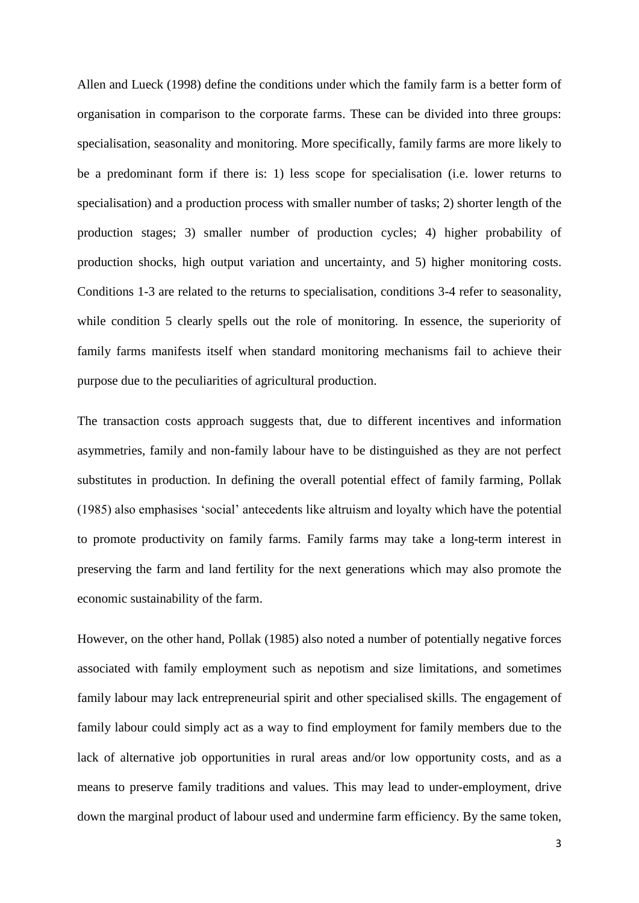Allen and Lueck (1998) define the conditions under which the family farm is a better form of organisation in comparison to the corporate farms. These can be divided into three groups: specialisation, seasonality and monitoring. More specifically, family farms are more likely to be a predominant form if there is: 1) less scope for specialisation (i.e. lower returns to specialisation) and a production process with smaller number of tasks; 2) shorter length of the production stages; 3) smaller number of production cycles; 4) higher probability of production shocks, high output variation and uncertainty, and 5) higher monitoring costs. Conditions 1-3 are related to the returns to specialisation, conditions 3-4 refer to seasonality, while condition 5 clearly spells out the role of monitoring. In essence, the superiority of family farms manifests itself when standard monitoring mechanisms fail to achieve their purpose due to the peculiarities of agricultural production.

The transaction costs approach suggests that, due to different incentives and information asymmetries, family and non-family labour have to be distinguished as they are not perfect substitutes in production. In defining the overall potential effect of family farming, Pollak (1985) also emphasises 'social' antecedents like altruism and loyalty which have the potential to promote productivity on family farms. Family farms may take a long-term interest in preserving the farm and land fertility for the next generations which may also promote the economic sustainability of the farm.

However, on the other hand, Pollak (1985) also noted a number of potentially negative forces associated with family employment such as nepotism and size limitations, and sometimes family labour may lack entrepreneurial spirit and other specialised skills. The engagement of family labour could simply act as a way to find employment for family members due to the lack of alternative job opportunities in rural areas and/or low opportunity costs, and as a means to preserve family traditions and values. This may lead to under-employment, drive down the marginal product of labour used and undermine farm efficiency. By the same token,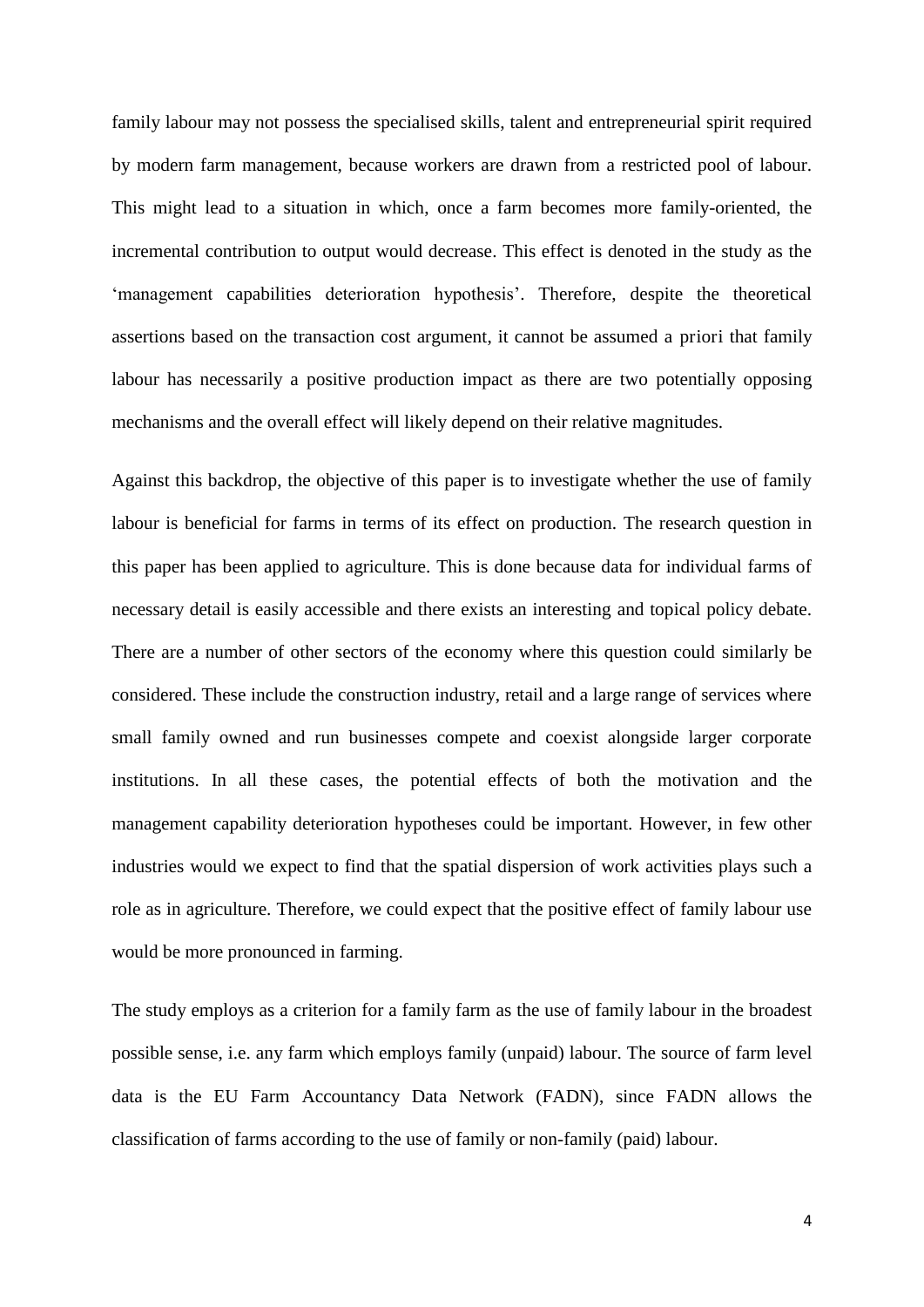family labour may not possess the specialised skills, talent and entrepreneurial spirit required by modern farm management, because workers are drawn from a restricted pool of labour. This might lead to a situation in which, once a farm becomes more family-oriented, the incremental contribution to output would decrease. This effect is denoted in the study as the 'management capabilities deterioration hypothesis'. Therefore, despite the theoretical assertions based on the transaction cost argument, it cannot be assumed a priori that family labour has necessarily a positive production impact as there are two potentially opposing mechanisms and the overall effect will likely depend on their relative magnitudes.

Against this backdrop, the objective of this paper is to investigate whether the use of family labour is beneficial for farms in terms of its effect on production. The research question in this paper has been applied to agriculture. This is done because data for individual farms of necessary detail is easily accessible and there exists an interesting and topical policy debate. There are a number of other sectors of the economy where this question could similarly be considered. These include the construction industry, retail and a large range of services where small family owned and run businesses compete and coexist alongside larger corporate institutions. In all these cases, the potential effects of both the motivation and the management capability deterioration hypotheses could be important. However, in few other industries would we expect to find that the spatial dispersion of work activities plays such a role as in agriculture. Therefore, we could expect that the positive effect of family labour use would be more pronounced in farming.

The study employs as a criterion for a family farm as the use of family labour in the broadest possible sense, i.e. any farm which employs family (unpaid) labour. The source of farm level data is the EU Farm Accountancy Data Network (FADN), since FADN allows the classification of farms according to the use of family or non-family (paid) labour.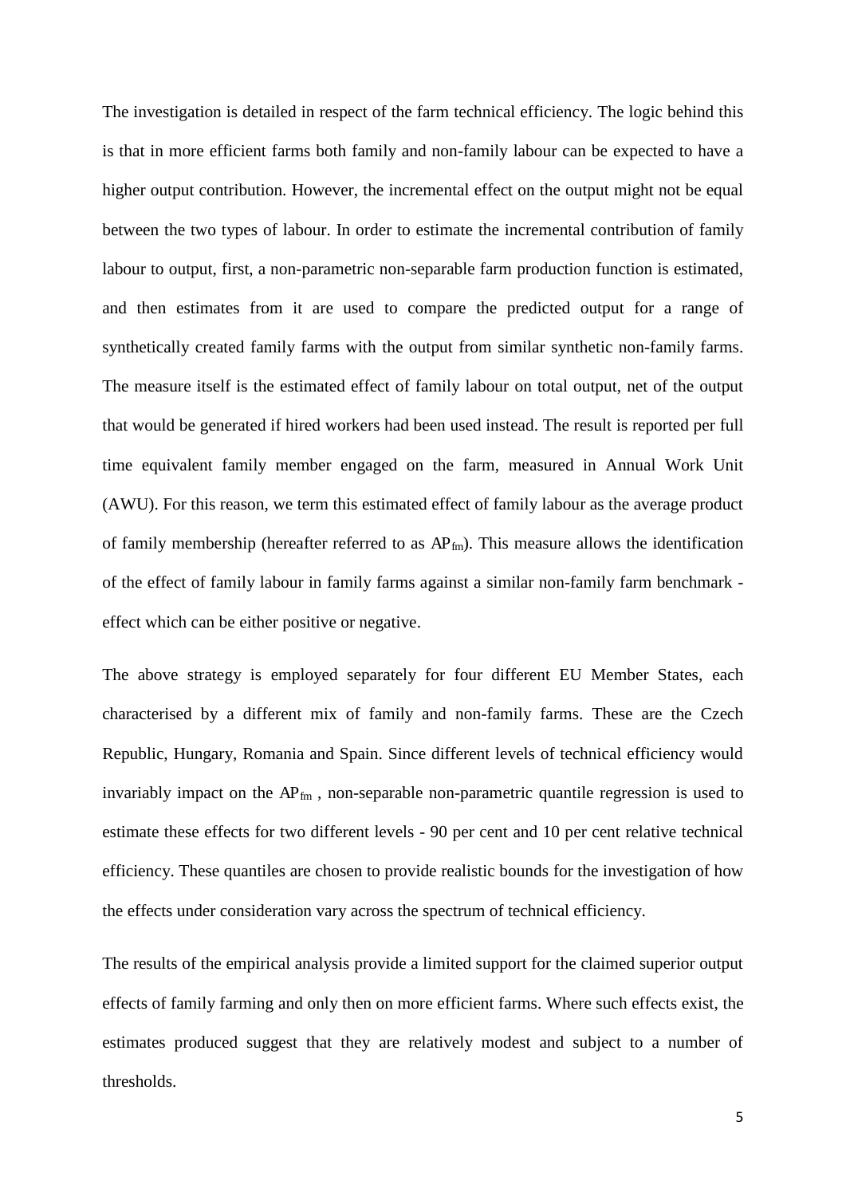The investigation is detailed in respect of the farm technical efficiency. The logic behind this is that in more efficient farms both family and non-family labour can be expected to have a higher output contribution. However, the incremental effect on the output might not be equal between the two types of labour. In order to estimate the incremental contribution of family labour to output, first, a non-parametric non-separable farm production function is estimated, and then estimates from it are used to compare the predicted output for a range of synthetically created family farms with the output from similar synthetic non-family farms. The measure itself is the estimated effect of family labour on total output, net of the output that would be generated if hired workers had been used instead. The result is reported per full time equivalent family member engaged on the farm, measured in Annual Work Unit (AWU). For this reason, we term this estimated effect of family labour as the average product of family membership (hereafter referred to as $AP_{fm}$). This measure allows the identification of the effect of family labour in family farms against a similar non-family farm benchmark - effect which can be either positive or negative.

The above strategy is employed separately for four different EU Member States, each characterised by a different mix of family and non-family farms. These are the Czech Republic, Hungary, Romania and Spain. Since different levels of technical efficiency would invariably impact on the $AP_{fm}$ , non-separable non-parametric quantile regression is used to estimate these effects for two different levels - 90 per cent and 10 per cent relative technical efficiency. These quantiles are chosen to provide realistic bounds for the investigation of how the effects under consideration vary across the spectrum of technical efficiency.

The results of the empirical analysis provide a limited support for the claimed superior output effects of family farming and only then on more efficient farms. Where such effects exist, the estimates produced suggest that they are relatively modest and subject to a number of thresholds.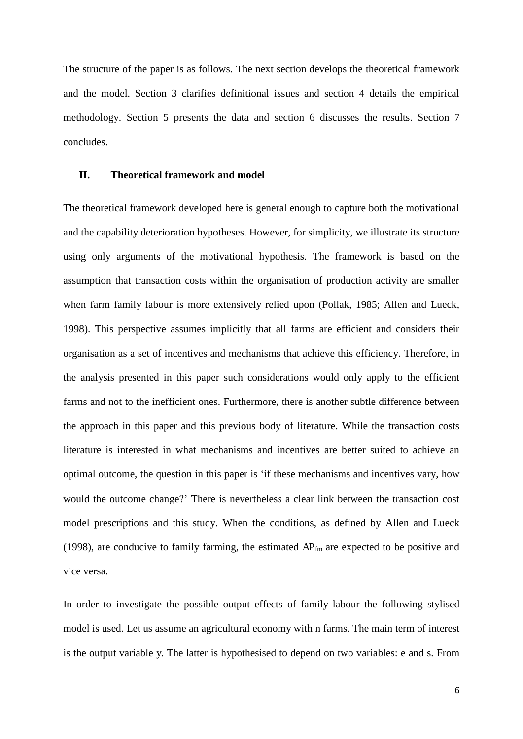The structure of the paper is as follows. The next section develops the theoretical framework and the model. Section 3 clarifies definitional issues and section 4 details the empirical methodology. Section 5 presents the data and section 6 discusses the results. Section 7 concludes.

## II. Theoretical framework and model

The theoretical framework developed here is general enough to capture both the motivational and the capability deterioration hypotheses. However, for simplicity, we illustrate its structure using only arguments of the motivational hypothesis. The framework is based on the assumption that transaction costs within the organisation of production activity are smaller when farm family labour is more extensively relied upon (Pollak, 1985; Allen and Lueck, 1998). This perspective assumes implicitly that all farms are efficient and considers their organisation as a set of incentives and mechanisms that achieve this efficiency. Therefore, in the analysis presented in this paper such considerations would only apply to the efficient farms and not to the inefficient ones. Furthermore, there is another subtle difference between the approach in this paper and this previous body of literature. While the transaction costs literature is interested in what mechanisms and incentives are better suited to achieve an optimal outcome, the question in this paper is 'if these mechanisms and incentives vary, how would the outcome change?' There is nevertheless a clear link between the transaction cost model prescriptions and this study. When the conditions, as defined by Allen and Lueck (1998), are conducive to family farming, the estimated $AP_{fm}$ are expected to be positive and vice versa.

In order to investigate the possible output effects of family labour the following stylised model is used. Let us assume an agricultural economy with n farms. The main term of interest is the output variable y. The latter is hypothesised to depend on two variables: e and s. From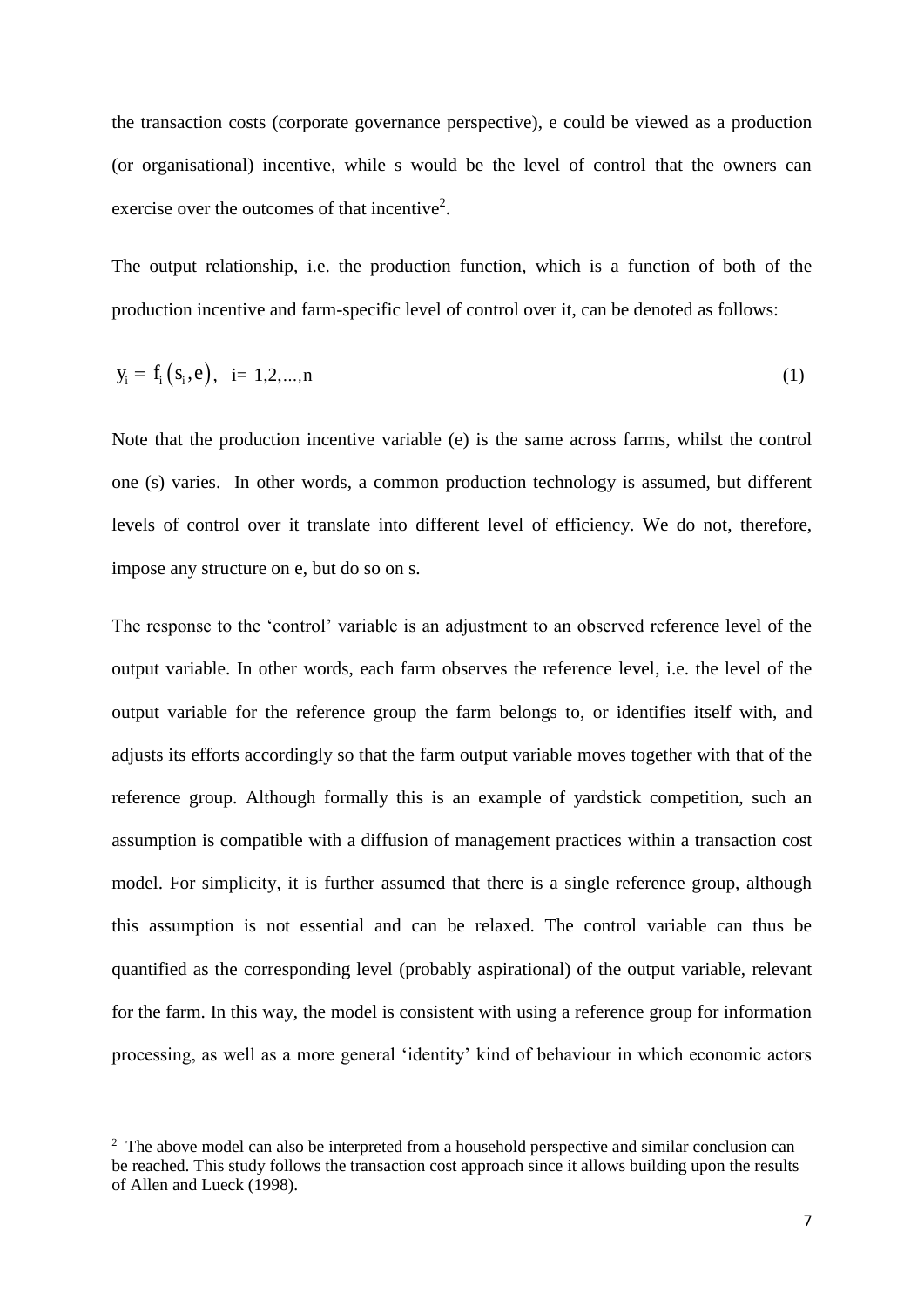the transaction costs (corporate governance perspective), e could be viewed as a production (or organisational) incentive, while s would be the level of control that the owners can exercise over the outcomes of that incentive[2].

The output relationship, i.e. the production function, which is a function of both of the production incentive and farm-specific level of control over it, can be denoted as follows:

$$y_i = f_i\left(s_i, e\right), \quad i = 1,2,...,n \tag{1}$$

Note that the production incentive variable (e) is the same across farms, whilst the control one (s) varies. In other words, a common production technology is assumed, but different levels of control over it translate into different level of efficiency. We do not, therefore, impose any structure on e, but do so on s.

The response to the 'control' variable is an adjustment to an observed reference level of the output variable. In other words, each farm observes the reference level, i.e. the level of the output variable for the reference group the farm belongs to, or identifies itself with, and adjusts its efforts accordingly so that the farm output variable moves together with that of the reference group. Although formally this is an example of yardstick competition, such an assumption is compatible with a diffusion of management practices within a transaction cost model. For simplicity, it is further assumed that there is a single reference group, although this assumption is not essential and can be relaxed. The control variable can thus be quantified as the corresponding level (probably aspirational) of the output variable, relevant for the farm. In this way, the model is consistent with using a reference group for information processing, as well as a more general 'identity' kind of behaviour in which economic actors

[2] The above model can also be interpreted from a household perspective and similar conclusion can be reached. This study follows the transaction cost approach since it allows building upon the results of Allen and Lueck (1998).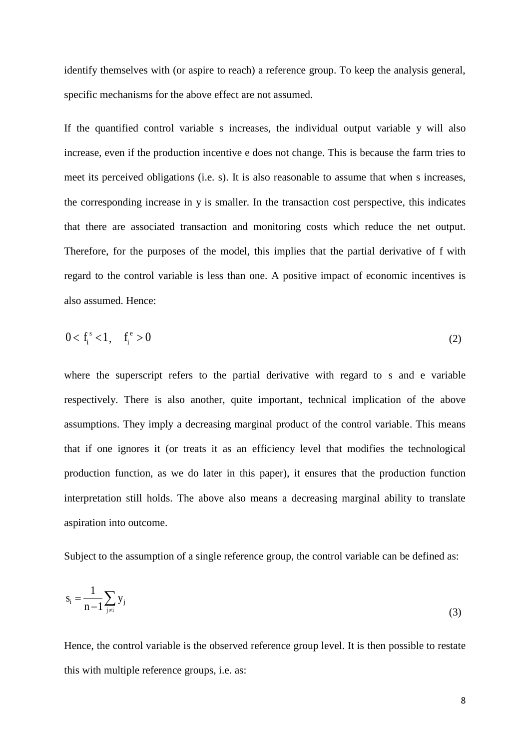identify themselves with (or aspire to reach) a reference group. To keep the analysis general, specific mechanisms for the above effect are not assumed.

If the quantified control variable s increases, the individual output variable y will also increase, even if the production incentive e does not change. This is because the farm tries to meet its perceived obligations (i.e. s). It is also reasonable to assume that when s increases, the corresponding increase in y is smaller. In the transaction cost perspective, this indicates that there are associated transaction and monitoring costs which reduce the net output. Therefore, for the purposes of the model, this implies that the partial derivative of f with regard to the control variable is less than one. A positive impact of economic incentives is also assumed. Hence:

$$0 < f_i^s < 1, \quad f_i^e > 0 \tag{2}$$

where the superscript refers to the partial derivative with regard to s and e variable respectively. There is also another, quite important, technical implication of the above assumptions. They imply a decreasing marginal product of the control variable. This means that if one ignores it (or treats it as an efficiency level that modifies the technological production function, as we do later in this paper), it ensures that the production function interpretation still holds. The above also means a decreasing marginal ability to translate aspiration into outcome.

Subject to the assumption of a single reference group, the control variable can be defined as:

$$s_i = \frac{1}{n-1}\sum_{j \neq i} y_j \tag{3}$$

Hence, the control variable is the observed reference group level. It is then possible to restate this with multiple reference groups, i.e. as: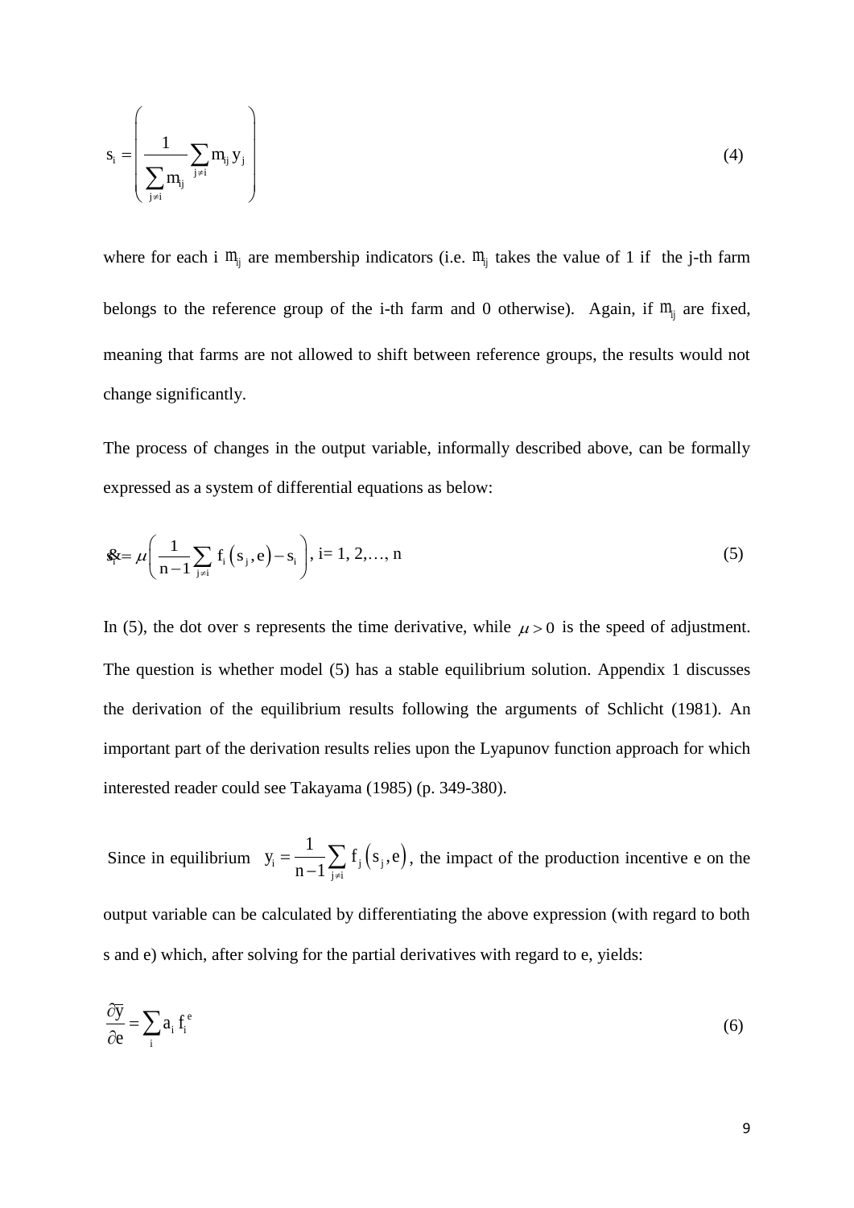$$s_i = \left( \frac{1}{\sum_{j \neq i} m_{ij}} \sum_{j \neq i} m_{ij} y_j \right) \tag{4}$$

where for each i $m_{ij}$ are membership indicators (i.e. $m_{ij}$ takes the value of 1 if the j-th farm belongs to the reference group of the i-th farm and 0 otherwise). Again, if $m_{ij}$ are fixed, meaning that farms are not allowed to shift between reference groups, the results would not change significantly.

The process of changes in the output variable, informally described above, can be formally expressed as a system of differential equations as below:

$$\dot{s}_i = \mu \left( \frac{1}{n-1} \sum_{j \neq i} f_i \left( s_j, e \right) - s_i \right), \text{ i= 1, 2,…, n} \tag{5}$$

In (5), the dot over s represents the time derivative, while $\mu > 0$ is the speed of adjustment. The question is whether model (5) has a stable equilibrium solution. Appendix 1 discusses the derivation of the equilibrium results following the arguments of Schlicht (1981). An important part of the derivation results relies upon the Lyapunov function approach for which interested reader could see Takayama (1985) (p. 349-380).

Since in equilibrium $y_i = \frac{1}{n-1} \sum_{j \neq i} f_j \left( s_j, e \right)$, the impact of the production incentive e on the output variable can be calculated by differentiating the above expression (with regard to both s and e) which, after solving for the partial derivatives with regard to e, yields:

$$\frac{\partial \overline{y}}{\partial e} = \sum_i a_i f_i^e \tag{6}$$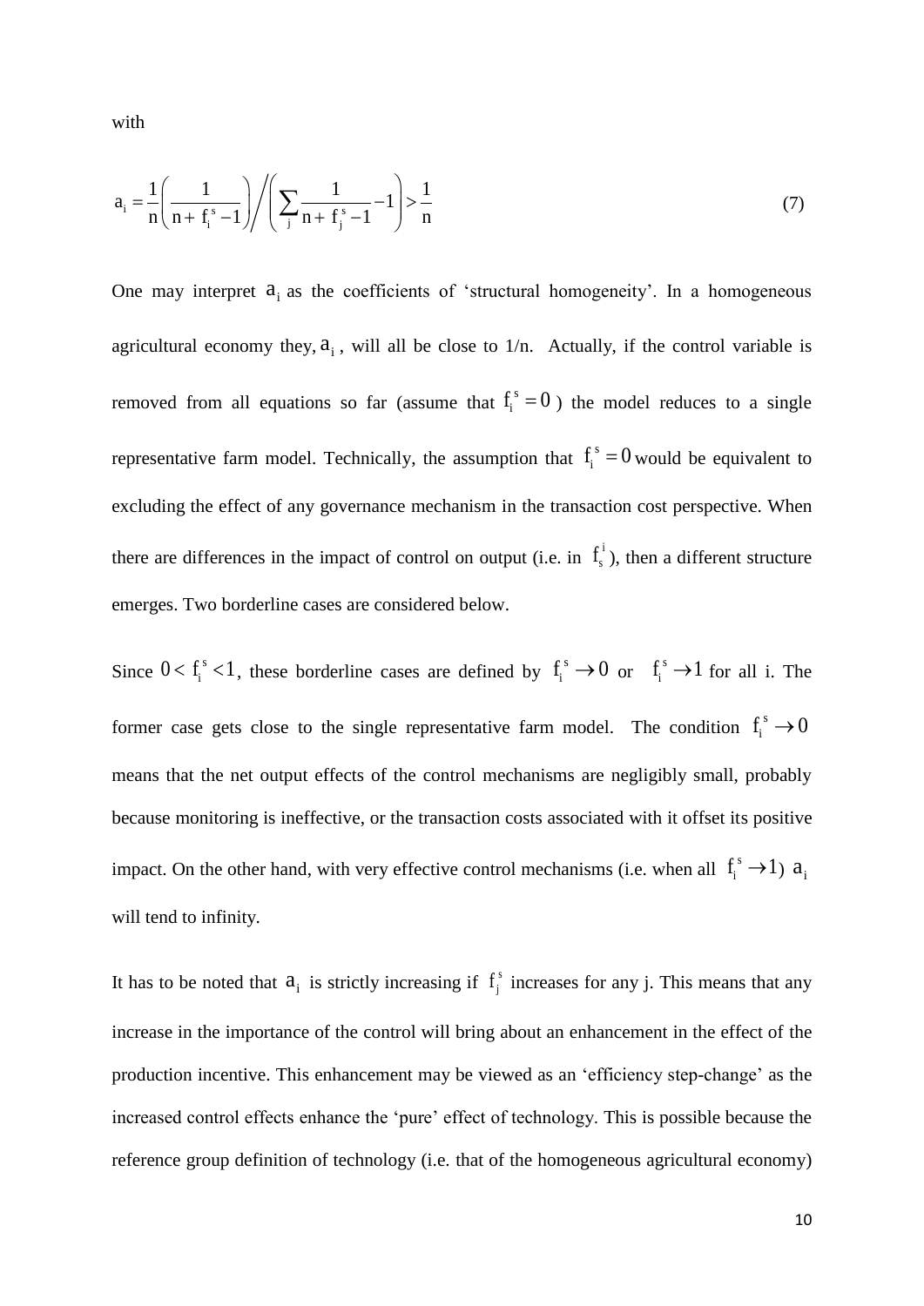with

$$a_i = \frac{1}{n}\left(\frac{1}{n + f_i^s - 1}\right) \Bigg/ \left(\sum_j \frac{1}{n + f_j^s - 1} - 1\right) > \frac{1}{n} \tag{7}$$

One may interpret $a_i$ as the coefficients of 'structural homogeneity'. In a homogeneous agricultural economy they, $a_i$, will all be close to 1/n. Actually, if the control variable is removed from all equations so far (assume that $f_i^s = 0$) the model reduces to a single representative farm model. Technically, the assumption that $f_i^s = 0$ would be equivalent to excluding the effect of any governance mechanism in the transaction cost perspective. When there are differences in the impact of control on output (i.e. in $f_s^i$), then a different structure emerges. Two borderline cases are considered below.

Since $0 < f_i^s < 1$, these borderline cases are defined by $f_i^s \to 0$ or $f_i^s \to 1$ for all i. The former case gets close to the single representative farm model. The condition $f_i^s \to 0$ means that the net output effects of the control mechanisms are negligibly small, probably because monitoring is ineffective, or the transaction costs associated with it offset its positive impact. On the other hand, with very effective control mechanisms (i.e. when all $f_i^s \to 1$) $a_i$ will tend to infinity.

It has to be noted that $a_i$ is strictly increasing if $f_j^s$ increases for any j. This means that any increase in the importance of the control will bring about an enhancement in the effect of the production incentive. This enhancement may be viewed as an 'efficiency step-change' as the increased control effects enhance the 'pure' effect of technology. This is possible because the reference group definition of technology (i.e. that of the homogeneous agricultural economy)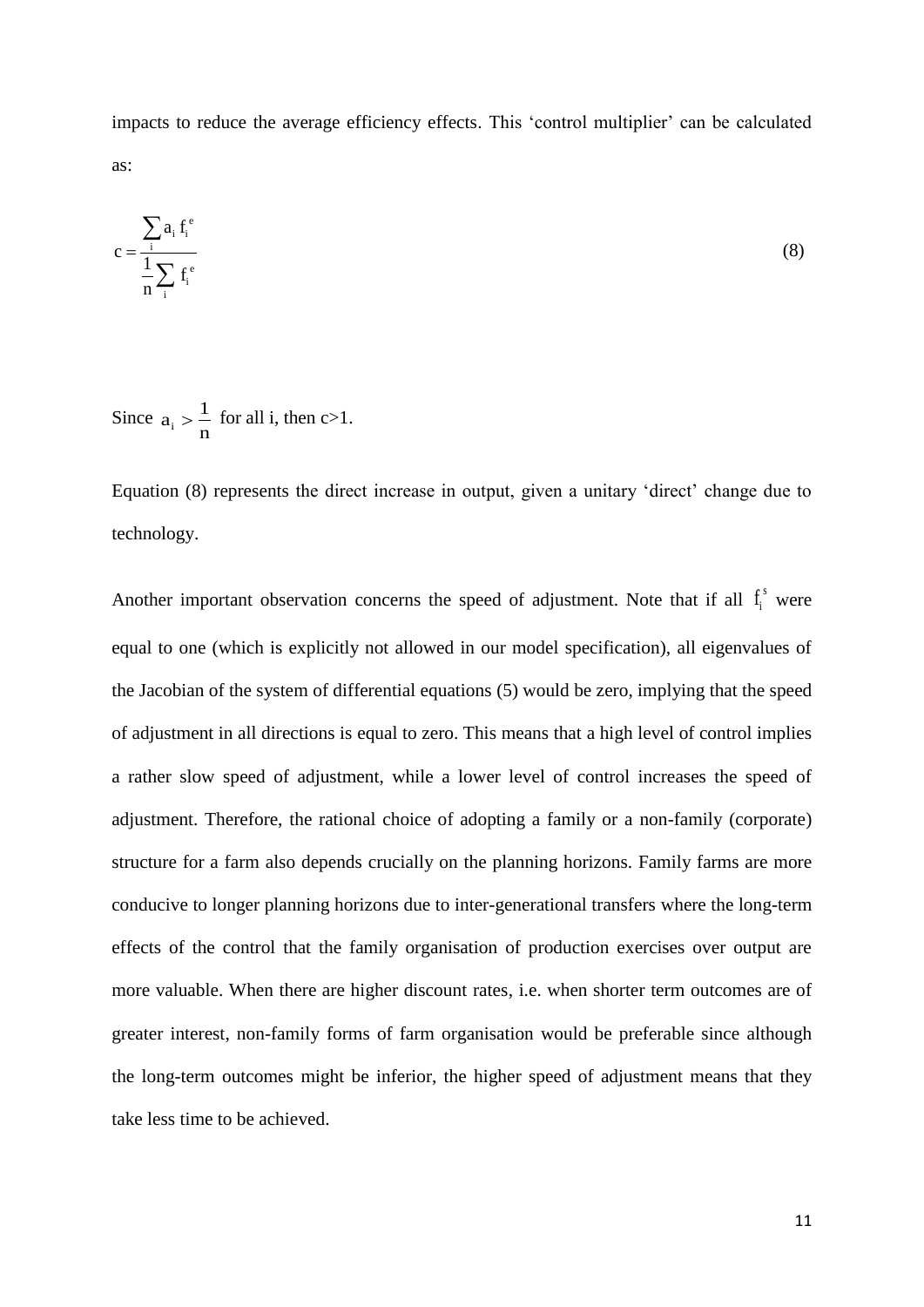impacts to reduce the average efficiency effects. This 'control multiplier' can be calculated as:

$$c = \frac{\sum_{i} a_i f_i^e}{\frac{1}{n} \sum_{i} f_i^e} \tag{8}$$

Since $a_i > \frac{1}{n}$ for all i, then c>1.

Equation (8) represents the direct increase in output, given a unitary 'direct' change due to technology.

Another important observation concerns the speed of adjustment. Note that if all $f_i^s$ were equal to one (which is explicitly not allowed in our model specification), all eigenvalues of the Jacobian of the system of differential equations (5) would be zero, implying that the speed of adjustment in all directions is equal to zero. This means that a high level of control implies a rather slow speed of adjustment, while a lower level of control increases the speed of adjustment. Therefore, the rational choice of adopting a family or a non-family (corporate) structure for a farm also depends crucially on the planning horizons. Family farms are more conducive to longer planning horizons due to inter-generational transfers where the long-term effects of the control that the family organisation of production exercises over output are more valuable. When there are higher discount rates, i.e. when shorter term outcomes are of greater interest, non-family forms of farm organisation would be preferable since although the long-term outcomes might be inferior, the higher speed of adjustment means that they take less time to be achieved.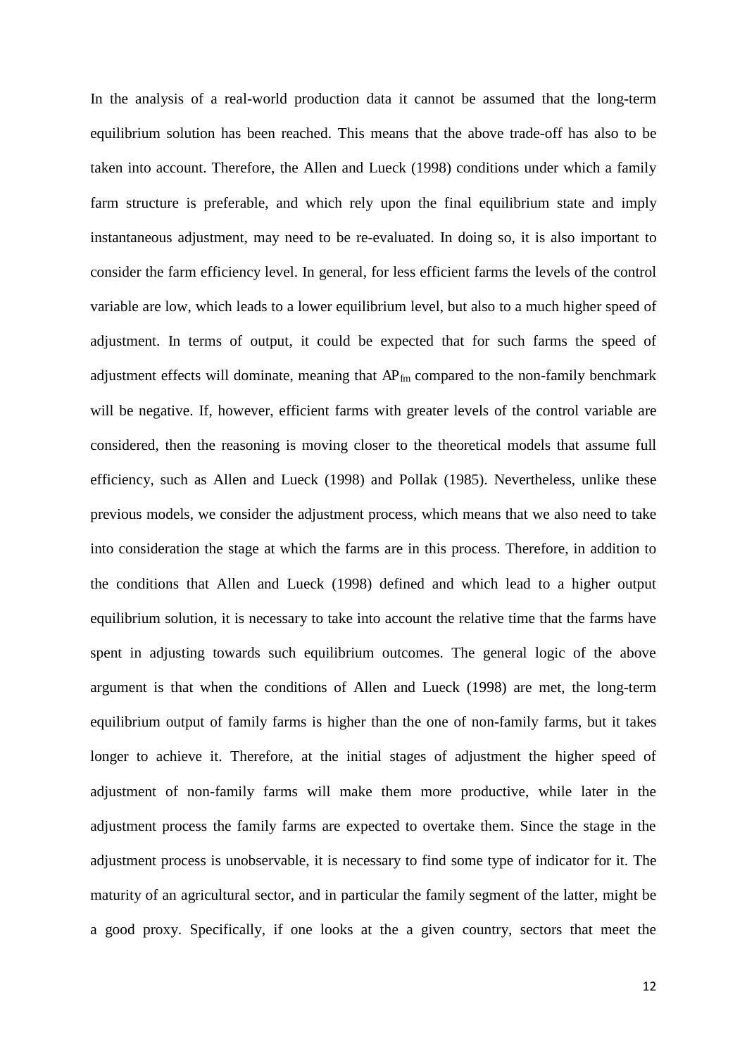In the analysis of a real-world production data it cannot be assumed that the long-term equilibrium solution has been reached. This means that the above trade-off has also to be taken into account. Therefore, the Allen and Lueck (1998) conditions under which a family farm structure is preferable, and which rely upon the final equilibrium state and imply instantaneous adjustment, may need to be re-evaluated. In doing so, it is also important to consider the farm efficiency level. In general, for less efficient farms the levels of the control variable are low, which leads to a lower equilibrium level, but also to a much higher speed of adjustment. In terms of output, it could be expected that for such farms the speed of adjustment effects will dominate, meaning that $AP_{fm}$ compared to the non-family benchmark will be negative. If, however, efficient farms with greater levels of the control variable are considered, then the reasoning is moving closer to the theoretical models that assume full efficiency, such as Allen and Lueck (1998) and Pollak (1985). Nevertheless, unlike these previous models, we consider the adjustment process, which means that we also need to take into consideration the stage at which the farms are in this process. Therefore, in addition to the conditions that Allen and Lueck (1998) defined and which lead to a higher output equilibrium solution, it is necessary to take into account the relative time that the farms have spent in adjusting towards such equilibrium outcomes. The general logic of the above argument is that when the conditions of Allen and Lueck (1998) are met, the long-term equilibrium output of family farms is higher than the one of non-family farms, but it takes longer to achieve it. Therefore, at the initial stages of adjustment the higher speed of adjustment of non-family farms will make them more productive, while later in the adjustment process the family farms are expected to overtake them. Since the stage in the adjustment process is unobservable, it is necessary to find some type of indicator for it. The maturity of an agricultural sector, and in particular the family segment of the latter, might be a good proxy. Specifically, if one looks at the a given country, sectors that meet the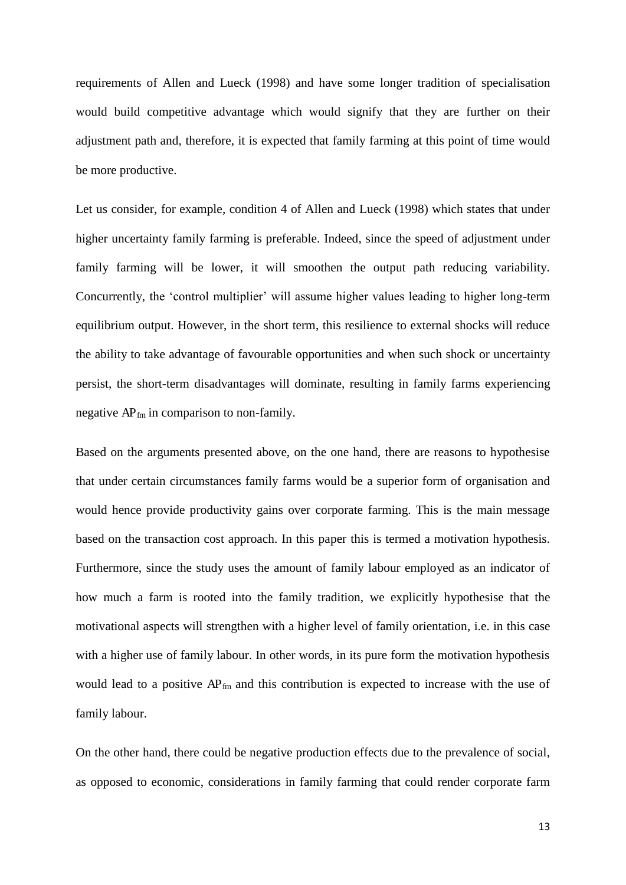requirements of Allen and Lueck (1998) and have some longer tradition of specialisation would build competitive advantage which would signify that they are further on their adjustment path and, therefore, it is expected that family farming at this point of time would be more productive.

Let us consider, for example, condition 4 of Allen and Lueck (1998) which states that under higher uncertainty family farming is preferable. Indeed, since the speed of adjustment under family farming will be lower, it will smoothen the output path reducing variability. Concurrently, the 'control multiplier' will assume higher values leading to higher long-term equilibrium output. However, in the short term, this resilience to external shocks will reduce the ability to take advantage of favourable opportunities and when such shock or uncertainty persist, the short-term disadvantages will dominate, resulting in family farms experiencing negative $AP_{fm}$ in comparison to non-family.

Based on the arguments presented above, on the one hand, there are reasons to hypothesise that under certain circumstances family farms would be a superior form of organisation and would hence provide productivity gains over corporate farming. This is the main message based on the transaction cost approach. In this paper this is termed a motivation hypothesis. Furthermore, since the study uses the amount of family labour employed as an indicator of how much a farm is rooted into the family tradition, we explicitly hypothesise that the motivational aspects will strengthen with a higher level of family orientation, i.e. in this case with a higher use of family labour. In other words, in its pure form the motivation hypothesis would lead to a positive $AP_{fm}$ and this contribution is expected to increase with the use of family labour.

On the other hand, there could be negative production effects due to the prevalence of social, as opposed to economic, considerations in family farming that could render corporate farm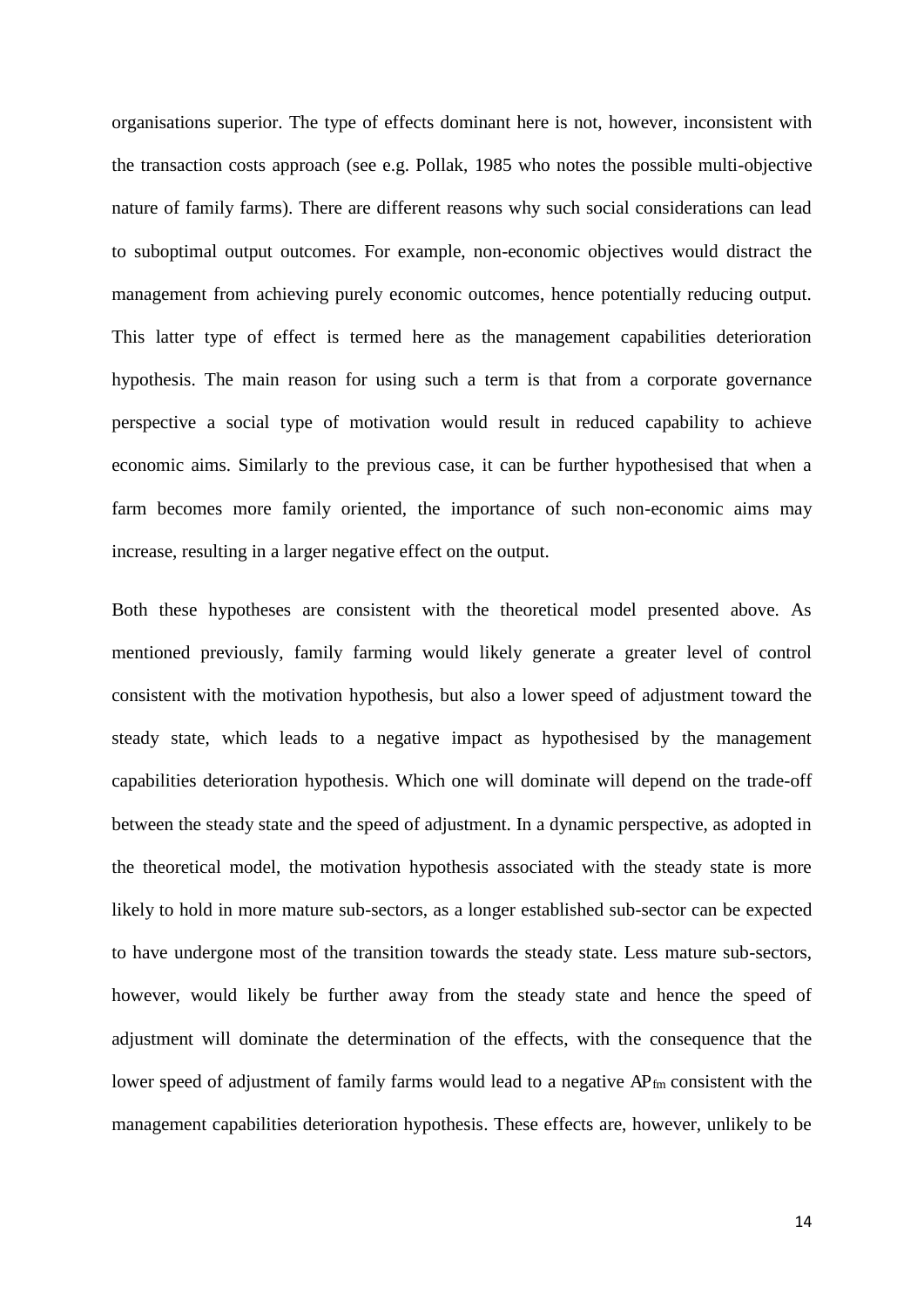organisations superior. The type of effects dominant here is not, however, inconsistent with the transaction costs approach (see e.g. Pollak, 1985 who notes the possible multi-objective nature of family farms). There are different reasons why such social considerations can lead to suboptimal output outcomes. For example, non-economic objectives would distract the management from achieving purely economic outcomes, hence potentially reducing output. This latter type of effect is termed here as the management capabilities deterioration hypothesis. The main reason for using such a term is that from a corporate governance perspective a social type of motivation would result in reduced capability to achieve economic aims. Similarly to the previous case, it can be further hypothesised that when a farm becomes more family oriented, the importance of such non-economic aims may increase, resulting in a larger negative effect on the output.

Both these hypotheses are consistent with the theoretical model presented above. As mentioned previously, family farming would likely generate a greater level of control consistent with the motivation hypothesis, but also a lower speed of adjustment toward the steady state, which leads to a negative impact as hypothesised by the management capabilities deterioration hypothesis. Which one will dominate will depend on the trade-off between the steady state and the speed of adjustment. In a dynamic perspective, as adopted in the theoretical model, the motivation hypothesis associated with the steady state is more likely to hold in more mature sub-sectors, as a longer established sub-sector can be expected to have undergone most of the transition towards the steady state. Less mature sub-sectors, however, would likely be further away from the steady state and hence the speed of adjustment will dominate the determination of the effects, with the consequence that the lower speed of adjustment of family farms would lead to a negative $AP_{fm}$ consistent with the management capabilities deterioration hypothesis. These effects are, however, unlikely to be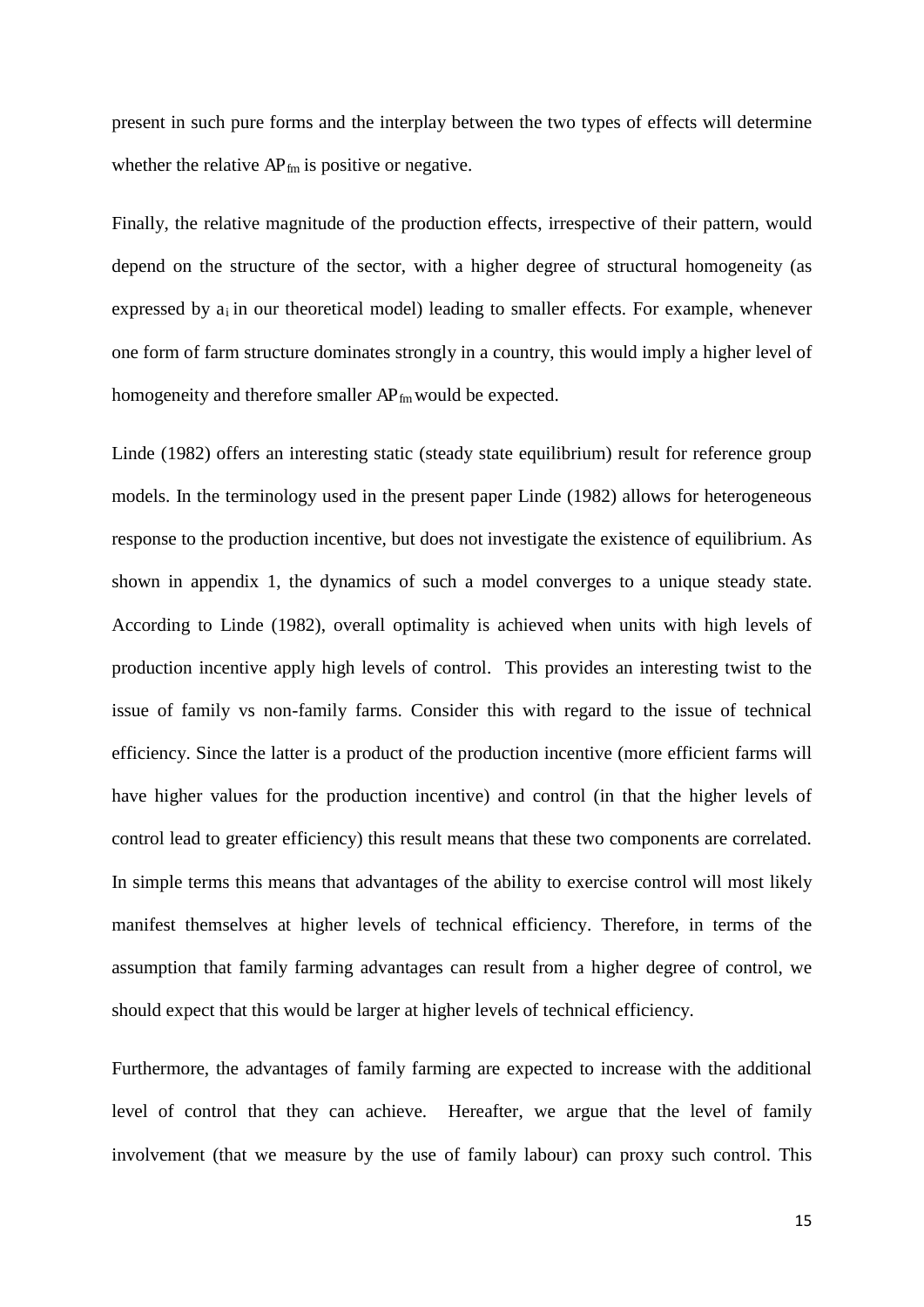present in such pure forms and the interplay between the two types of effects will determine whether the relative $AP_{fm}$ is positive or negative.

Finally, the relative magnitude of the production effects, irrespective of their pattern, would depend on the structure of the sector, with a higher degree of structural homogeneity (as expressed by $a_i$ in our theoretical model) leading to smaller effects. For example, whenever one form of farm structure dominates strongly in a country, this would imply a higher level of homogeneity and therefore smaller $AP_{fm}$ would be expected.

Linde (1982) offers an interesting static (steady state equilibrium) result for reference group models. In the terminology used in the present paper Linde (1982) allows for heterogeneous response to the production incentive, but does not investigate the existence of equilibrium. As shown in appendix 1, the dynamics of such a model converges to a unique steady state. According to Linde (1982), overall optimality is achieved when units with high levels of production incentive apply high levels of control. This provides an interesting twist to the issue of family vs non-family farms. Consider this with regard to the issue of technical efficiency. Since the latter is a product of the production incentive (more efficient farms will have higher values for the production incentive) and control (in that the higher levels of control lead to greater efficiency) this result means that these two components are correlated. In simple terms this means that advantages of the ability to exercise control will most likely manifest themselves at higher levels of technical efficiency. Therefore, in terms of the assumption that family farming advantages can result from a higher degree of control, we should expect that this would be larger at higher levels of technical efficiency.

Furthermore, the advantages of family farming are expected to increase with the additional level of control that they can achieve. Hereafter, we argue that the level of family involvement (that we measure by the use of family labour) can proxy such control. This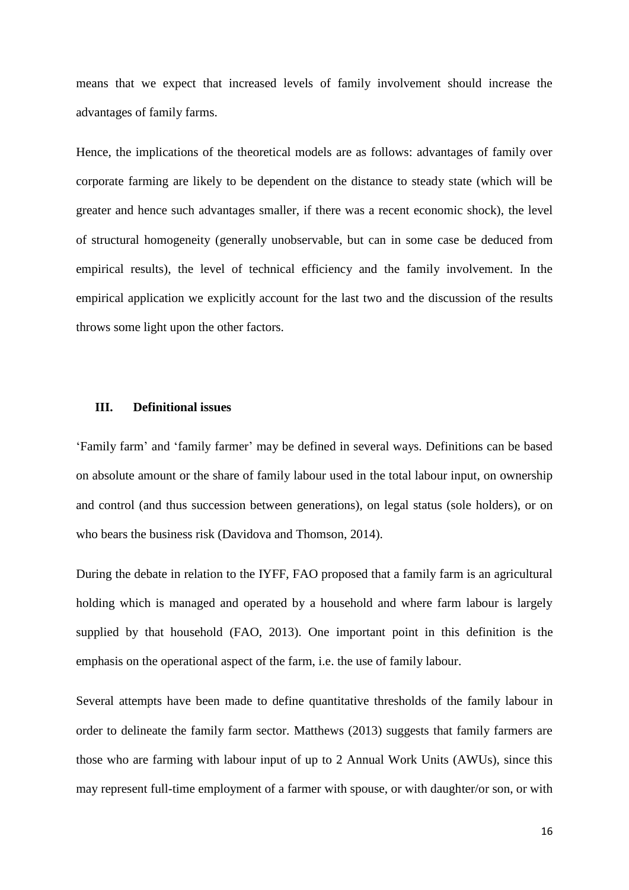means that we expect that increased levels of family involvement should increase the advantages of family farms.

Hence, the implications of the theoretical models are as follows: advantages of family over corporate farming are likely to be dependent on the distance to steady state (which will be greater and hence such advantages smaller, if there was a recent economic shock), the level of structural homogeneity (generally unobservable, but can in some case be deduced from empirical results), the level of technical efficiency and the family involvement. In the empirical application we explicitly account for the last two and the discussion of the results throws some light upon the other factors.

## III. Definitional issues

'Family farm' and 'family farmer' may be defined in several ways. Definitions can be based on absolute amount or the share of family labour used in the total labour input, on ownership and control (and thus succession between generations), on legal status (sole holders), or on who bears the business risk (Davidova and Thomson, 2014).

During the debate in relation to the IYFF, FAO proposed that a family farm is an agricultural holding which is managed and operated by a household and where farm labour is largely supplied by that household (FAO, 2013). One important point in this definition is the emphasis on the operational aspect of the farm, i.e. the use of family labour.

Several attempts have been made to define quantitative thresholds of the family labour in order to delineate the family farm sector. Matthews (2013) suggests that family farmers are those who are farming with labour input of up to 2 Annual Work Units (AWUs), since this may represent full-time employment of a farmer with spouse, or with daughter/or son, or with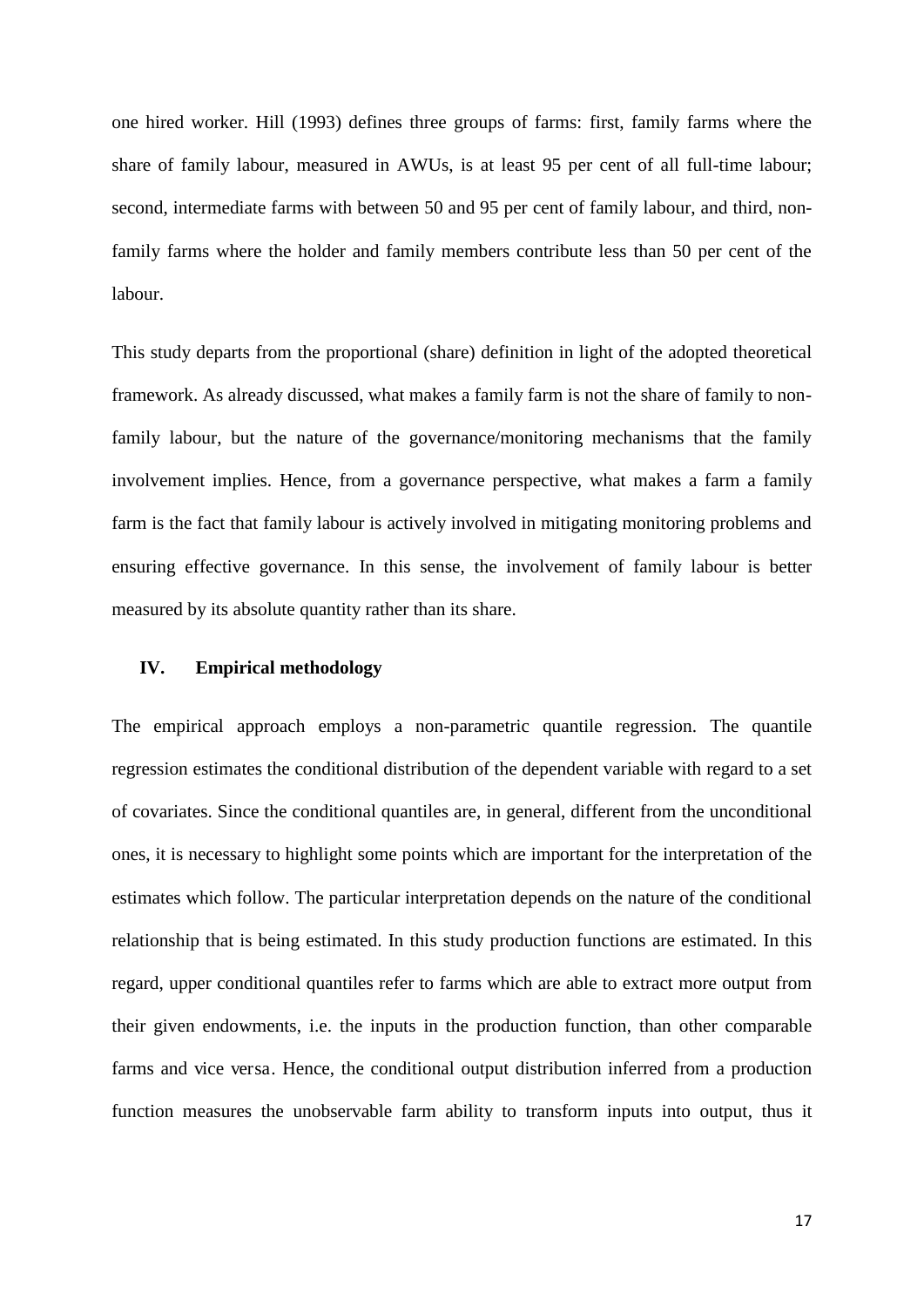one hired worker. Hill (1993) defines three groups of farms: first, family farms where the share of family labour, measured in AWUs, is at least 95 per cent of all full-time labour; second, intermediate farms with between 50 and 95 per cent of family labour, and third, non-family farms where the holder and family members contribute less than 50 per cent of the labour.

This study departs from the proportional (share) definition in light of the adopted theoretical framework. As already discussed, what makes a family farm is not the share of family to non-family labour, but the nature of the governance/monitoring mechanisms that the family involvement implies. Hence, from a governance perspective, what makes a farm a family farm is the fact that family labour is actively involved in mitigating monitoring problems and ensuring effective governance. In this sense, the involvement of family labour is better measured by its absolute quantity rather than its share.

## IV. Empirical methodology

The empirical approach employs a non-parametric quantile regression. The quantile regression estimates the conditional distribution of the dependent variable with regard to a set of covariates. Since the conditional quantiles are, in general, different from the unconditional ones, it is necessary to highlight some points which are important for the interpretation of the estimates which follow. The particular interpretation depends on the nature of the conditional relationship that is being estimated. In this study production functions are estimated. In this regard, upper conditional quantiles refer to farms which are able to extract more output from their given endowments, i.e. the inputs in the production function, than other comparable farms and vice versa. Hence, the conditional output distribution inferred from a production function measures the unobservable farm ability to transform inputs into output, thus it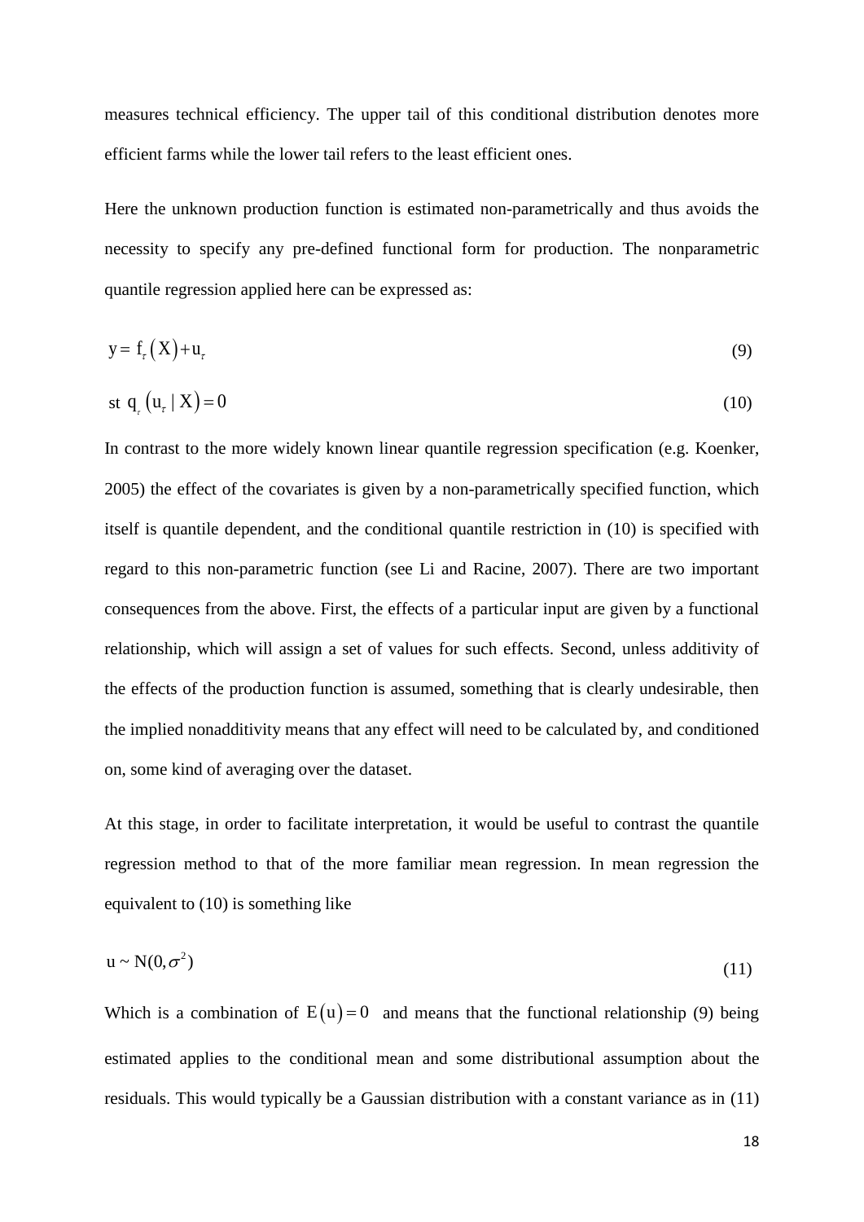measures technical efficiency. The upper tail of this conditional distribution denotes more efficient farms while the lower tail refers to the least efficient ones.

Here the unknown production function is estimated non-parametrically and thus avoids the necessity to specify any pre-defined functional form for production. The nonparametric quantile regression applied here can be expressed as:

$$y = f_{\tau}(X) + u_{\tau} \tag{9}$$

$$\text{st } q_{\tau}(u_{\tau} \mid X) = 0 \tag{10}$$

In contrast to the more widely known linear quantile regression specification (e.g. Koenker, 2005) the effect of the covariates is given by a non-parametrically specified function, which itself is quantile dependent, and the conditional quantile restriction in (10) is specified with regard to this non-parametric function (see Li and Racine, 2007). There are two important consequences from the above. First, the effects of a particular input are given by a functional relationship, which will assign a set of values for such effects. Second, unless additivity of the effects of the production function is assumed, something that is clearly undesirable, then the implied nonadditivity means that any effect will need to be calculated by, and conditioned on, some kind of averaging over the dataset.

At this stage, in order to facilitate interpretation, it would be useful to contrast the quantile regression method to that of the more familiar mean regression. In mean regression the equivalent to (10) is something like

$$u \sim N(0, \sigma^2) \tag{11}$$

Which is a combination of $E(u) = 0$ and means that the functional relationship (9) being estimated applies to the conditional mean and some distributional assumption about the residuals. This would typically be a Gaussian distribution with a constant variance as in (11)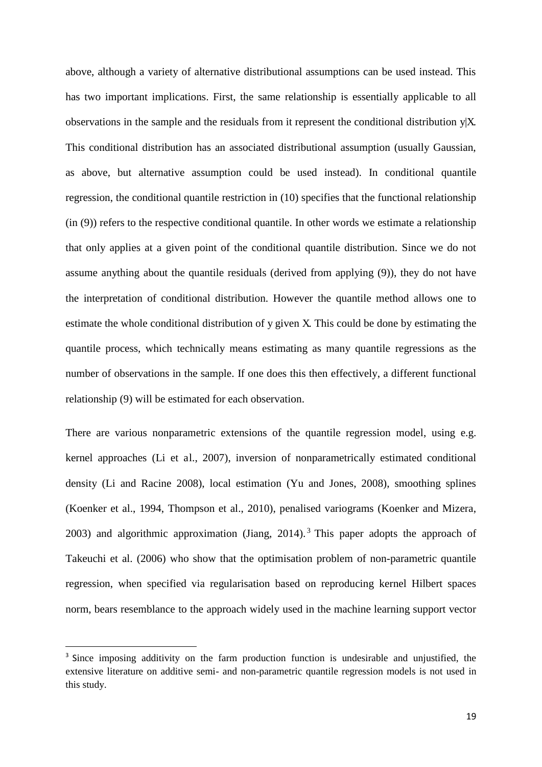above, although a variety of alternative distributional assumptions can be used instead. This has two important implications. First, the same relationship is essentially applicable to all observations in the sample and the residuals from it represent the conditional distribution $y|X$. This conditional distribution has an associated distributional assumption (usually Gaussian, as above, but alternative assumption could be used instead). In conditional quantile regression, the conditional quantile restriction in (10) specifies that the functional relationship (in (9)) refers to the respective conditional quantile. In other words we estimate a relationship that only applies at a given point of the conditional quantile distribution. Since we do not assume anything about the quantile residuals (derived from applying (9)), they do not have the interpretation of conditional distribution. However the quantile method allows one to estimate the whole conditional distribution of y given X. This could be done by estimating the quantile process, which technically means estimating as many quantile regressions as the number of observations in the sample. If one does this then effectively, a different functional relationship (9) will be estimated for each observation.

There are various nonparametric extensions of the quantile regression model, using e.g. kernel approaches (Li et al., 2007), inversion of nonparametrically estimated conditional density (Li and Racine 2008), local estimation (Yu and Jones, 2008), smoothing splines (Koenker et al., 1994, Thompson et al., 2010), penalised variograms (Koenker and Mizera, 2003) and algorithmic approximation (Jiang, 2014).[3] This paper adopts the approach of Takeuchi et al. (2006) who show that the optimisation problem of non-parametric quantile regression, when specified via regularisation based on reproducing kernel Hilbert spaces norm, bears resemblance to the approach widely used in the machine learning support vector

[3] Since imposing additivity on the farm production function is undesirable and unjustified, the extensive literature on additive semi- and non-parametric quantile regression models is not used in this study.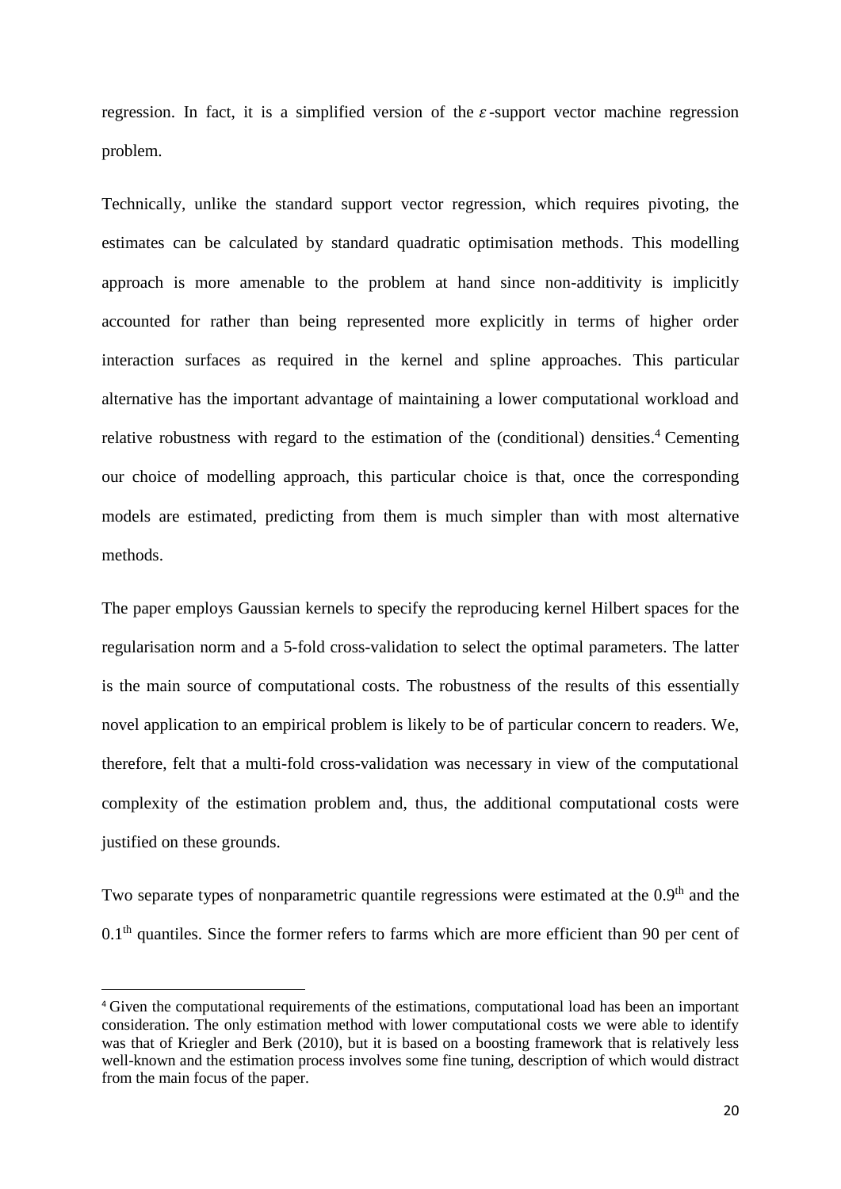regression. In fact, it is a simplified version of the $\varepsilon$-support vector machine regression problem.

Technically, unlike the standard support vector regression, which requires pivoting, the estimates can be calculated by standard quadratic optimisation methods. This modelling approach is more amenable to the problem at hand since non-additivity is implicitly accounted for rather than being represented more explicitly in terms of higher order interaction surfaces as required in the kernel and spline approaches. This particular alternative has the important advantage of maintaining a lower computational workload and relative robustness with regard to the estimation of the (conditional) densities.[4] Cementing our choice of modelling approach, this particular choice is that, once the corresponding models are estimated, predicting from them is much simpler than with most alternative methods.

The paper employs Gaussian kernels to specify the reproducing kernel Hilbert spaces for the regularisation norm and a 5-fold cross-validation to select the optimal parameters. The latter is the main source of computational costs. The robustness of the results of this essentially novel application to an empirical problem is likely to be of particular concern to readers. We, therefore, felt that a multi-fold cross-validation was necessary in view of the computational complexity of the estimation problem and, thus, the additional computational costs were justified on these grounds.

Two separate types of nonparametric quantile regressions were estimated at the 0.9[th] and the 0.1[th] quantiles. Since the former refers to farms which are more efficient than 90 per cent of

[4] Given the computational requirements of the estimations, computational load has been an important consideration. The only estimation method with lower computational costs we were able to identify was that of Kriegler and Berk (2010), but it is based on a boosting framework that is relatively less well-known and the estimation process involves some fine tuning, description of which would distract from the main focus of the paper.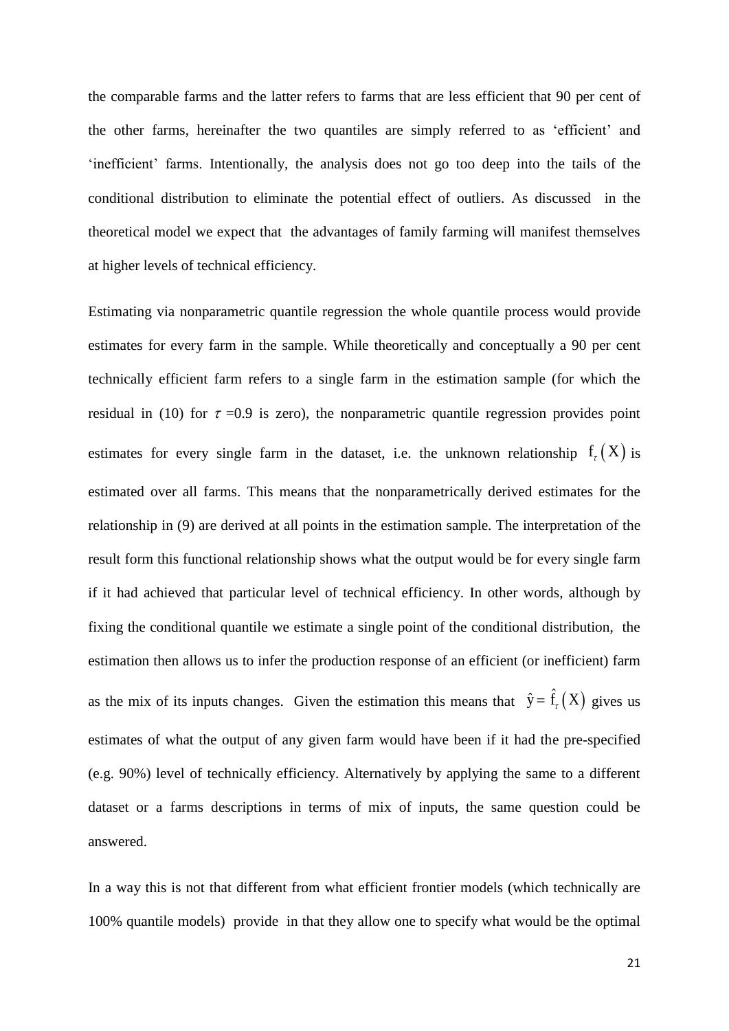the comparable farms and the latter refers to farms that are less efficient that 90 per cent of the other farms, hereinafter the two quantiles are simply referred to as 'efficient' and 'inefficient' farms. Intentionally, the analysis does not go too deep into the tails of the conditional distribution to eliminate the potential effect of outliers. As discussed in the theoretical model we expect that the advantages of family farming will manifest themselves at higher levels of technical efficiency.

Estimating via nonparametric quantile regression the whole quantile process would provide estimates for every farm in the sample. While theoretically and conceptually a 90 per cent technically efficient farm refers to a single farm in the estimation sample (for which the residual in (10) for $\tau$ =0.9 is zero), the nonparametric quantile regression provides point estimates for every single farm in the dataset, i.e. the unknown relationship $f_{\tau}(X)$ is estimated over all farms. This means that the nonparametrically derived estimates for the relationship in (9) are derived at all points in the estimation sample. The interpretation of the result form this functional relationship shows what the output would be for every single farm if it had achieved that particular level of technical efficiency. In other words, although by fixing the conditional quantile we estimate a single point of the conditional distribution, the estimation then allows us to infer the production response of an efficient (or inefficient) farm as the mix of its inputs changes. Given the estimation this means that $\hat{y} = \hat{f}_{\tau}(X)$ gives us estimates of what the output of any given farm would have been if it had the pre-specified (e.g. 90%) level of technically efficiency. Alternatively by applying the same to a different dataset or a farms descriptions in terms of mix of inputs, the same question could be answered.

In a way this is not that different from what efficient frontier models (which technically are 100% quantile models) provide in that they allow one to specify what would be the optimal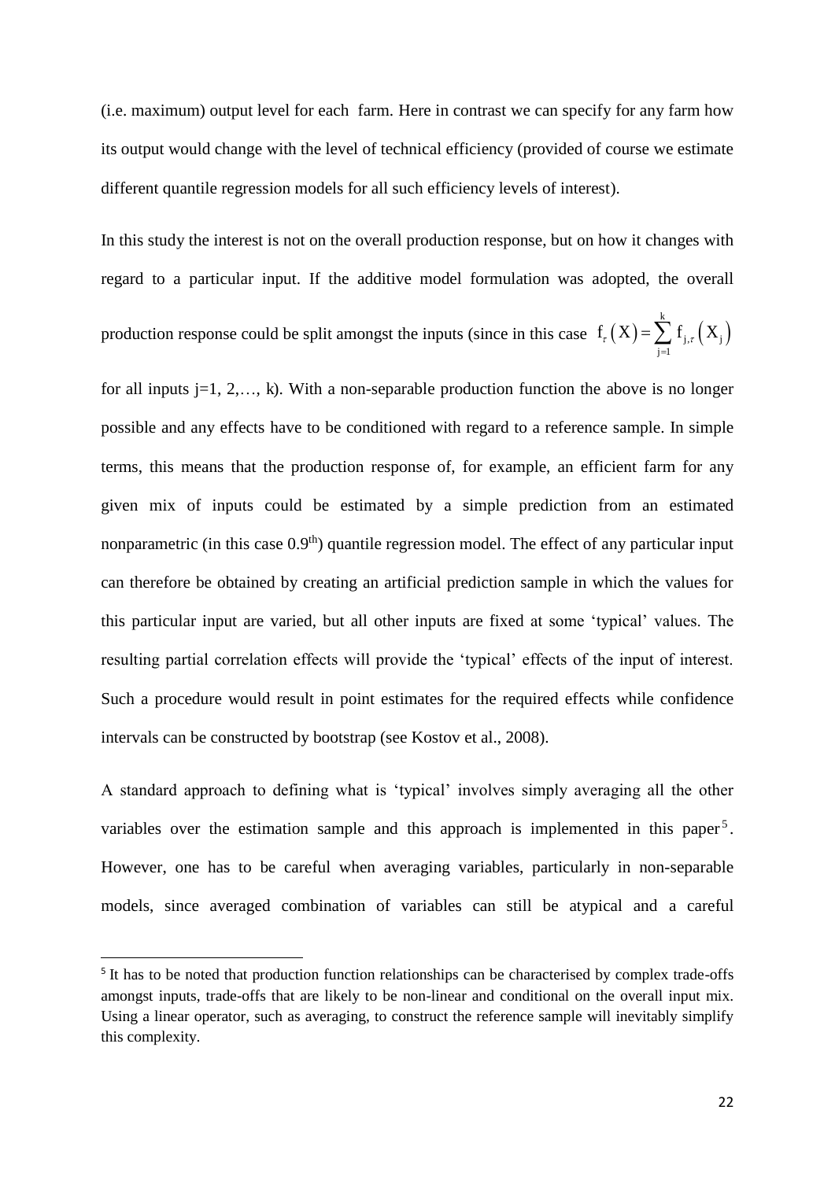(i.e. maximum) output level for each farm. Here in contrast we can specify for any farm how its output would change with the level of technical efficiency (provided of course we estimate different quantile regression models for all such efficiency levels of interest).

In this study the interest is not on the overall production response, but on how it changes with regard to a particular input. If the additive model formulation was adopted, the overall production response could be split amongst the inputs (since in this case $f_{\tau}(X) = \sum_{j=1}^{k} f_{j,\tau}(X_j)$ for all inputs j=1, 2,…, k). With a non-separable production function the above is no longer possible and any effects have to be conditioned with regard to a reference sample. In simple terms, this means that the production response of, for example, an efficient farm for any given mix of inputs could be estimated by a simple prediction from an estimated nonparametric (in this case $0.9^{th}$) quantile regression model. The effect of any particular input can therefore be obtained by creating an artificial prediction sample in which the values for this particular input are varied, but all other inputs are fixed at some 'typical' values. The resulting partial correlation effects will provide the 'typical' effects of the input of interest. Such a procedure would result in point estimates for the required effects while confidence intervals can be constructed by bootstrap (see Kostov et al., 2008).

A standard approach to defining what is 'typical' involves simply averaging all the other variables over the estimation sample and this approach is implemented in this paper[5]. However, one has to be careful when averaging variables, particularly in non-separable models, since averaged combination of variables can still be atypical and a careful

[5] It has to be noted that production function relationships can be characterised by complex trade-offs amongst inputs, trade-offs that are likely to be non-linear and conditional on the overall input mix. Using a linear operator, such as averaging, to construct the reference sample will inevitably simplify this complexity.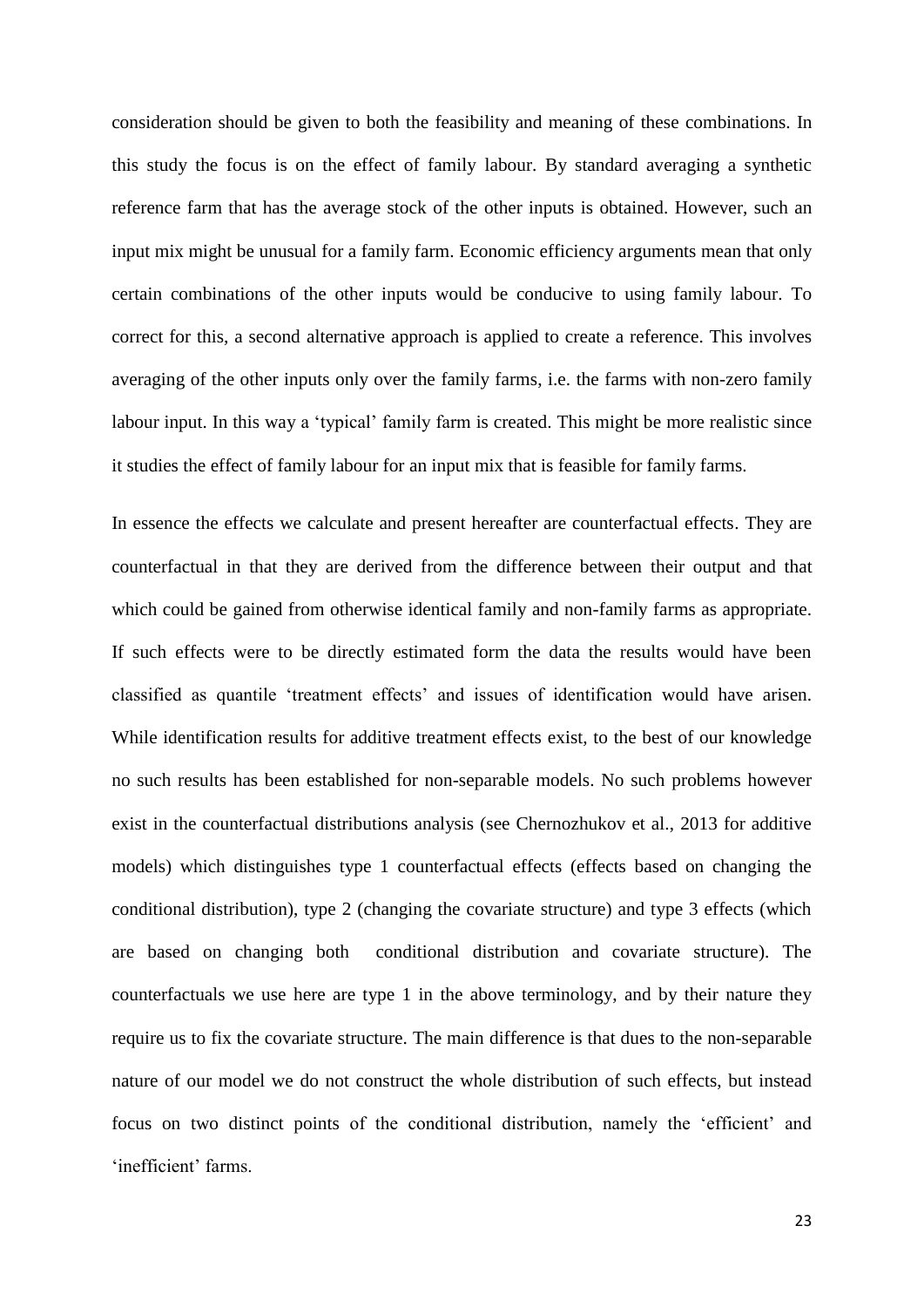consideration should be given to both the feasibility and meaning of these combinations. In this study the focus is on the effect of family labour. By standard averaging a synthetic reference farm that has the average stock of the other inputs is obtained. However, such an input mix might be unusual for a family farm. Economic efficiency arguments mean that only certain combinations of the other inputs would be conducive to using family labour. To correct for this, a second alternative approach is applied to create a reference. This involves averaging of the other inputs only over the family farms, i.e. the farms with non-zero family labour input. In this way a 'typical' family farm is created. This might be more realistic since it studies the effect of family labour for an input mix that is feasible for family farms.

In essence the effects we calculate and present hereafter are counterfactual effects. They are counterfactual in that they are derived from the difference between their output and that which could be gained from otherwise identical family and non-family farms as appropriate. If such effects were to be directly estimated form the data the results would have been classified as quantile 'treatment effects' and issues of identification would have arisen. While identification results for additive treatment effects exist, to the best of our knowledge no such results has been established for non-separable models. No such problems however exist in the counterfactual distributions analysis (see Chernozhukov et al., 2013 for additive models) which distinguishes type 1 counterfactual effects (effects based on changing the conditional distribution), type 2 (changing the covariate structure) and type 3 effects (which are based on changing both conditional distribution and covariate structure). The counterfactuals we use here are type 1 in the above terminology, and by their nature they require us to fix the covariate structure. The main difference is that dues to the non-separable nature of our model we do not construct the whole distribution of such effects, but instead focus on two distinct points of the conditional distribution, namely the 'efficient' and 'inefficient' farms.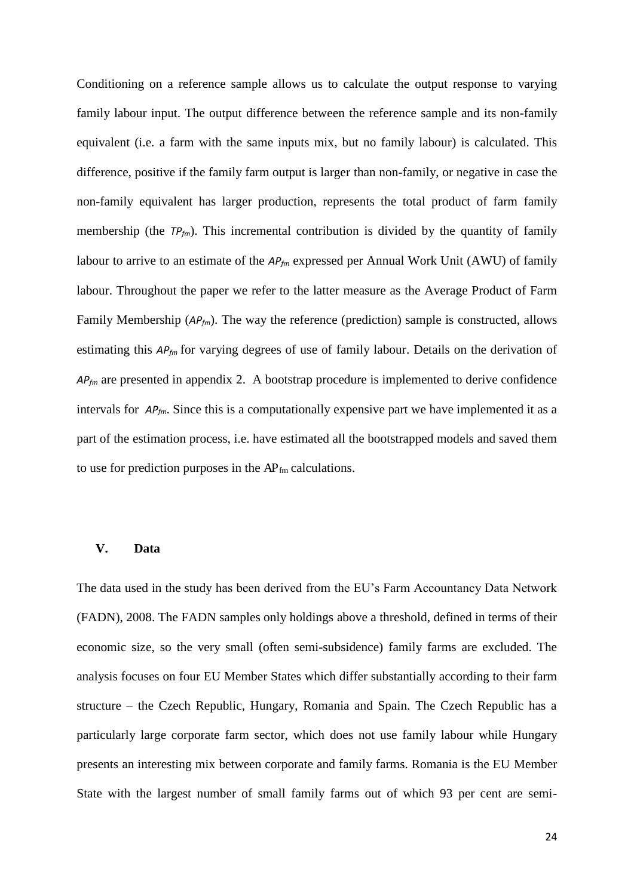Conditioning on a reference sample allows us to calculate the output response to varying family labour input. The output difference between the reference sample and its non-family equivalent (i.e. a farm with the same inputs mix, but no family labour) is calculated. This difference, positive if the family farm output is larger than non-family, or negative in case the non-family equivalent has larger production, represents the total product of farm family membership (the $TP_{fm}$). This incremental contribution is divided by the quantity of family labour to arrive to an estimate of the $AP_{fm}$ expressed per Annual Work Unit (AWU) of family labour. Throughout the paper we refer to the latter measure as the Average Product of Farm Family Membership ($AP_{fm}$). The way the reference (prediction) sample is constructed, allows estimating this $AP_{fm}$ for varying degrees of use of family labour. Details on the derivation of $AP_{fm}$ are presented in appendix 2. A bootstrap procedure is implemented to derive confidence intervals for $AP_{fm}$. Since this is a computationally expensive part we have implemented it as a part of the estimation process, i.e. have estimated all the bootstrapped models and saved them to use for prediction purposes in the $AP_{fm}$ calculations.

## V. Data

The data used in the study has been derived from the EU's Farm Accountancy Data Network (FADN), 2008. The FADN samples only holdings above a threshold, defined in terms of their economic size, so the very small (often semi-subsidence) family farms are excluded. The analysis focuses on four EU Member States which differ substantially according to their farm structure – the Czech Republic, Hungary, Romania and Spain. The Czech Republic has a particularly large corporate farm sector, which does not use family labour while Hungary presents an interesting mix between corporate and family farms. Romania is the EU Member State with the largest number of small family farms out of which 93 per cent are semi-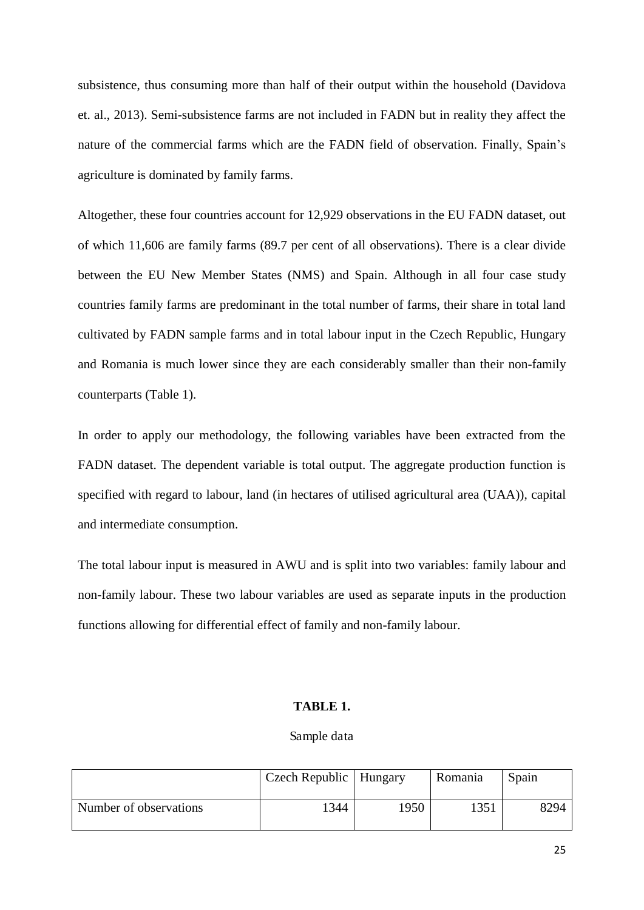subsistence, thus consuming more than half of their output within the household (Davidova et. al., 2013). Semi-subsistence farms are not included in FADN but in reality they affect the nature of the commercial farms which are the FADN field of observation. Finally, Spain's agriculture is dominated by family farms.

Altogether, these four countries account for 12,929 observations in the EU FADN dataset, out of which 11,606 are family farms (89.7 per cent of all observations). There is a clear divide between the EU New Member States (NMS) and Spain. Although in all four case study countries family farms are predominant in the total number of farms, their share in total land cultivated by FADN sample farms and in total labour input in the Czech Republic, Hungary and Romania is much lower since they are each considerably smaller than their non-family counterparts (Table 1).

In order to apply our methodology, the following variables have been extracted from the FADN dataset. The dependent variable is total output. The aggregate production function is specified with regard to labour, land (in hectares of utilised agricultural area (UAA)), capital and intermediate consumption.

The total labour input is measured in AWU and is split into two variables: family labour and non-family labour. These two labour variables are used as separate inputs in the production functions allowing for differential effect of family and non-family labour.

**TABLE 1.**

Sample data

| | Czech Republic | Hungary | Romania | Spain |
|---|---|---|---|---|
| Number of observations | 1344 | 1950 | 1351 | 8294 |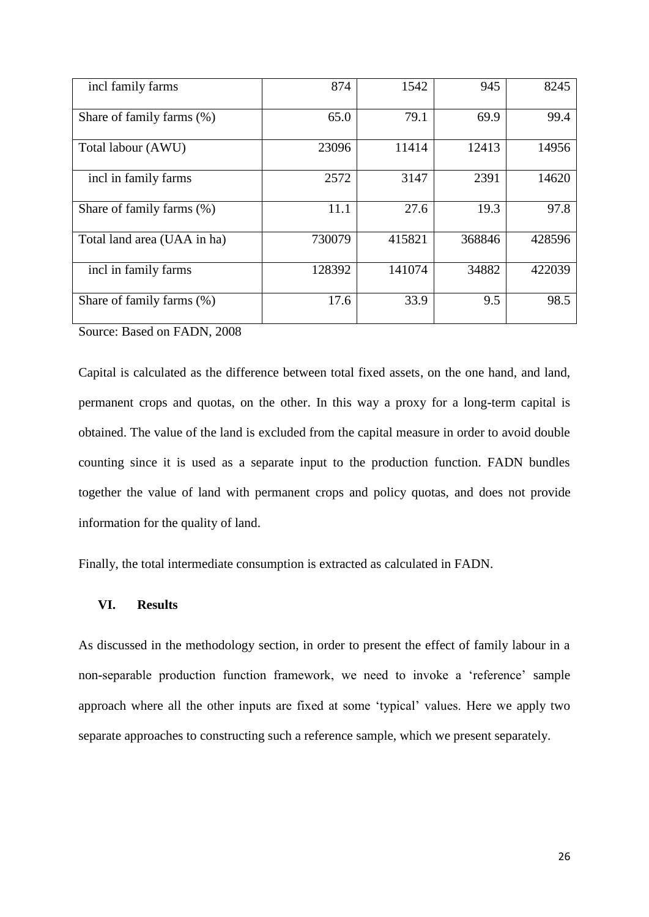| | | | | |
|---|---|---|---|---|
| incl family farms | 874 | 1542 | 945 | 8245 |
| Share of family farms (%) | 65.0 | 79.1 | 69.9 | 99.4 |
| Total labour (AWU) | 23096 | 11414 | 12413 | 14956 |
| incl in family farms | 2572 | 3147 | 2391 | 14620 |
| Share of family farms (%) | 11.1 | 27.6 | 19.3 | 97.8 |
| Total land area (UAA in ha) | 730079 | 415821 | 368846 | 428596 |
| incl in family farms | 128392 | 141074 | 34882 | 422039 |
| Share of family farms (%) | 17.6 | 33.9 | 9.5 | 98.5 |

Source: Based on FADN, 2008

Capital is calculated as the difference between total fixed assets, on the one hand, and land, permanent crops and quotas, on the other. In this way a proxy for a long-term capital is obtained. The value of the land is excluded from the capital measure in order to avoid double counting since it is used as a separate input to the production function. FADN bundles together the value of land with permanent crops and policy quotas, and does not provide information for the quality of land.

Finally, the total intermediate consumption is extracted as calculated in FADN.

## VI. Results

As discussed in the methodology section, in order to present the effect of family labour in a non-separable production function framework, we need to invoke a 'reference' sample approach where all the other inputs are fixed at some 'typical' values. Here we apply two separate approaches to constructing such a reference sample, which we present separately.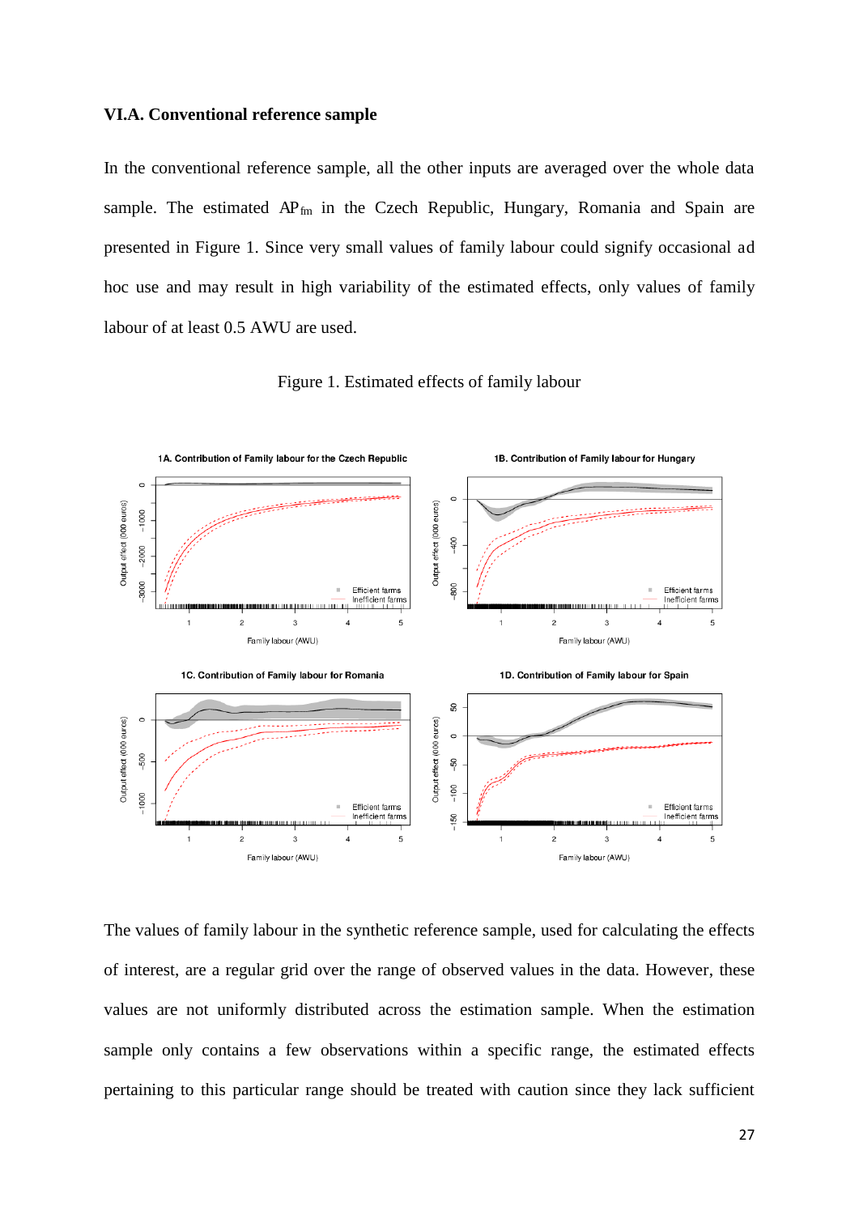### VI.A. Conventional reference sample

In the conventional reference sample, all the other inputs are averaged over the whole data sample. The estimated $AP_{fm}$ in the Czech Republic, Hungary, Romania and Spain are presented in Figure 1. Since very small values of family labour could signify occasional ad hoc use and may result in high variability of the estimated effects, only values of family labour of at least 0.5 AWU are used.

Figure 1. Estimated effects of family labour

The values of family labour in the synthetic reference sample, used for calculating the effects of interest, are a regular grid over the range of observed values in the data. However, these values are not uniformly distributed across the estimation sample. When the estimation sample only contains a few observations within a specific range, the estimated effects pertaining to this particular range should be treated with caution since they lack sufficient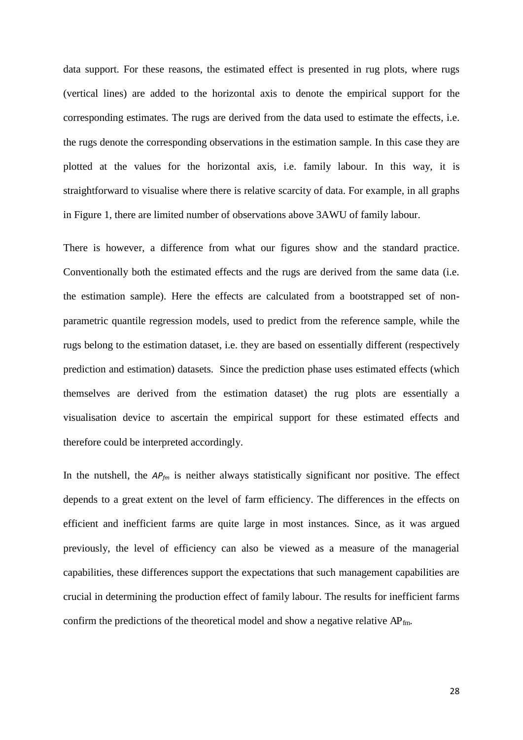data support. For these reasons, the estimated effect is presented in rug plots, where rugs (vertical lines) are added to the horizontal axis to denote the empirical support for the corresponding estimates. The rugs are derived from the data used to estimate the effects, i.e. the rugs denote the corresponding observations in the estimation sample. In this case they are plotted at the values for the horizontal axis, i.e. family labour. In this way, it is straightforward to visualise where there is relative scarcity of data. For example, in all graphs in Figure 1, there are limited number of observations above 3AWU of family labour.

There is however, a difference from what our figures show and the standard practice. Conventionally both the estimated effects and the rugs are derived from the same data (i.e. the estimation sample). Here the effects are calculated from a bootstrapped set of non-parametric quantile regression models, used to predict from the reference sample, while the rugs belong to the estimation dataset, i.e. they are based on essentially different (respectively prediction and estimation) datasets. Since the prediction phase uses estimated effects (which themselves are derived from the estimation dataset) the rug plots are essentially a visualisation device to ascertain the empirical support for these estimated effects and therefore could be interpreted accordingly.

In the nutshell, the $AP_{fm}$ is neither always statistically significant nor positive. The effect depends to a great extent on the level of farm efficiency. The differences in the effects on efficient and inefficient farms are quite large in most instances. Since, as it was argued previously, the level of efficiency can also be viewed as a measure of the managerial capabilities, these differences support the expectations that such management capabilities are crucial in determining the production effect of family labour. The results for inefficient farms confirm the predictions of the theoretical model and show a negative relative $AP_{fm}$.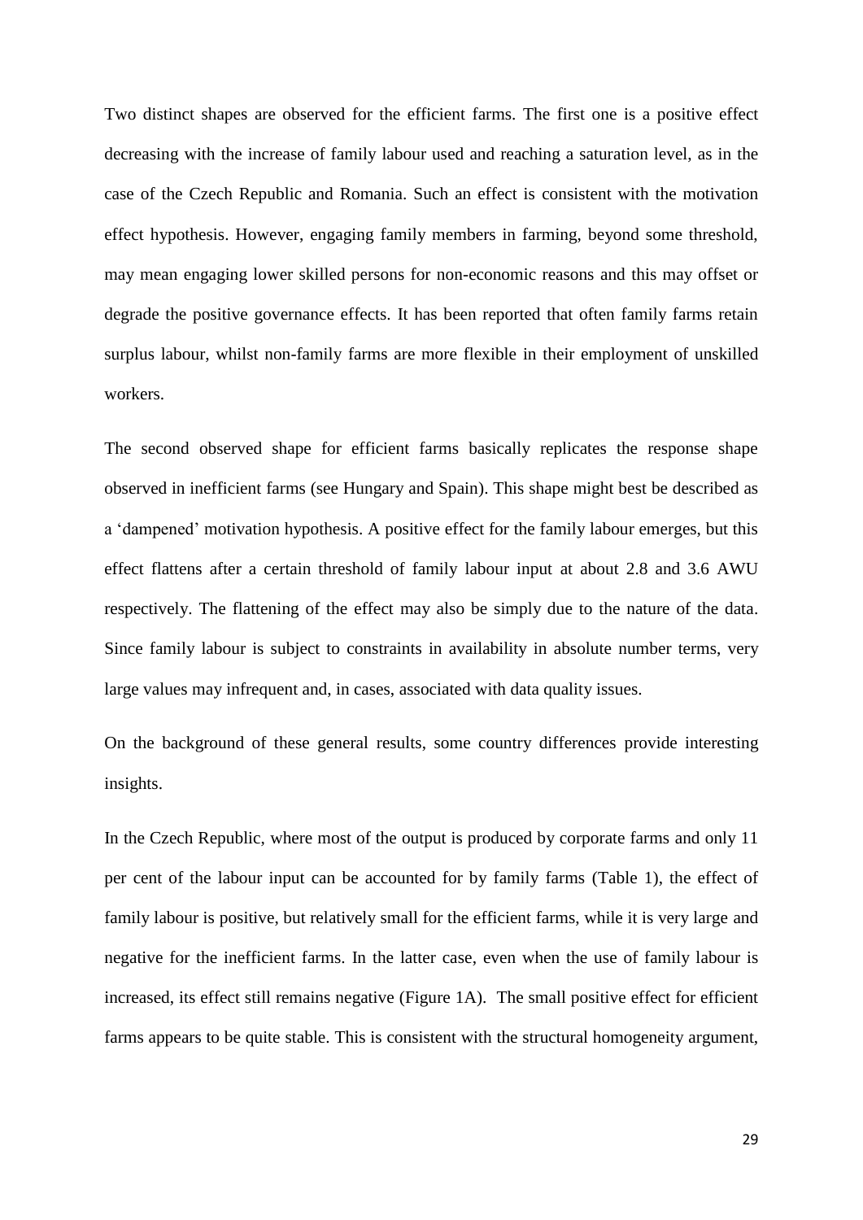Two distinct shapes are observed for the efficient farms. The first one is a positive effect decreasing with the increase of family labour used and reaching a saturation level, as in the case of the Czech Republic and Romania. Such an effect is consistent with the motivation effect hypothesis. However, engaging family members in farming, beyond some threshold, may mean engaging lower skilled persons for non-economic reasons and this may offset or degrade the positive governance effects. It has been reported that often family farms retain surplus labour, whilst non-family farms are more flexible in their employment of unskilled workers.

The second observed shape for efficient farms basically replicates the response shape observed in inefficient farms (see Hungary and Spain). This shape might best be described as a 'dampened' motivation hypothesis. A positive effect for the family labour emerges, but this effect flattens after a certain threshold of family labour input at about 2.8 and 3.6 AWU respectively. The flattening of the effect may also be simply due to the nature of the data. Since family labour is subject to constraints in availability in absolute number terms, very large values may infrequent and, in cases, associated with data quality issues.

On the background of these general results, some country differences provide interesting insights.

In the Czech Republic, where most of the output is produced by corporate farms and only 11 per cent of the labour input can be accounted for by family farms (Table 1), the effect of family labour is positive, but relatively small for the efficient farms, while it is very large and negative for the inefficient farms. In the latter case, even when the use of family labour is increased, its effect still remains negative (Figure 1A). The small positive effect for efficient farms appears to be quite stable. This is consistent with the structural homogeneity argument,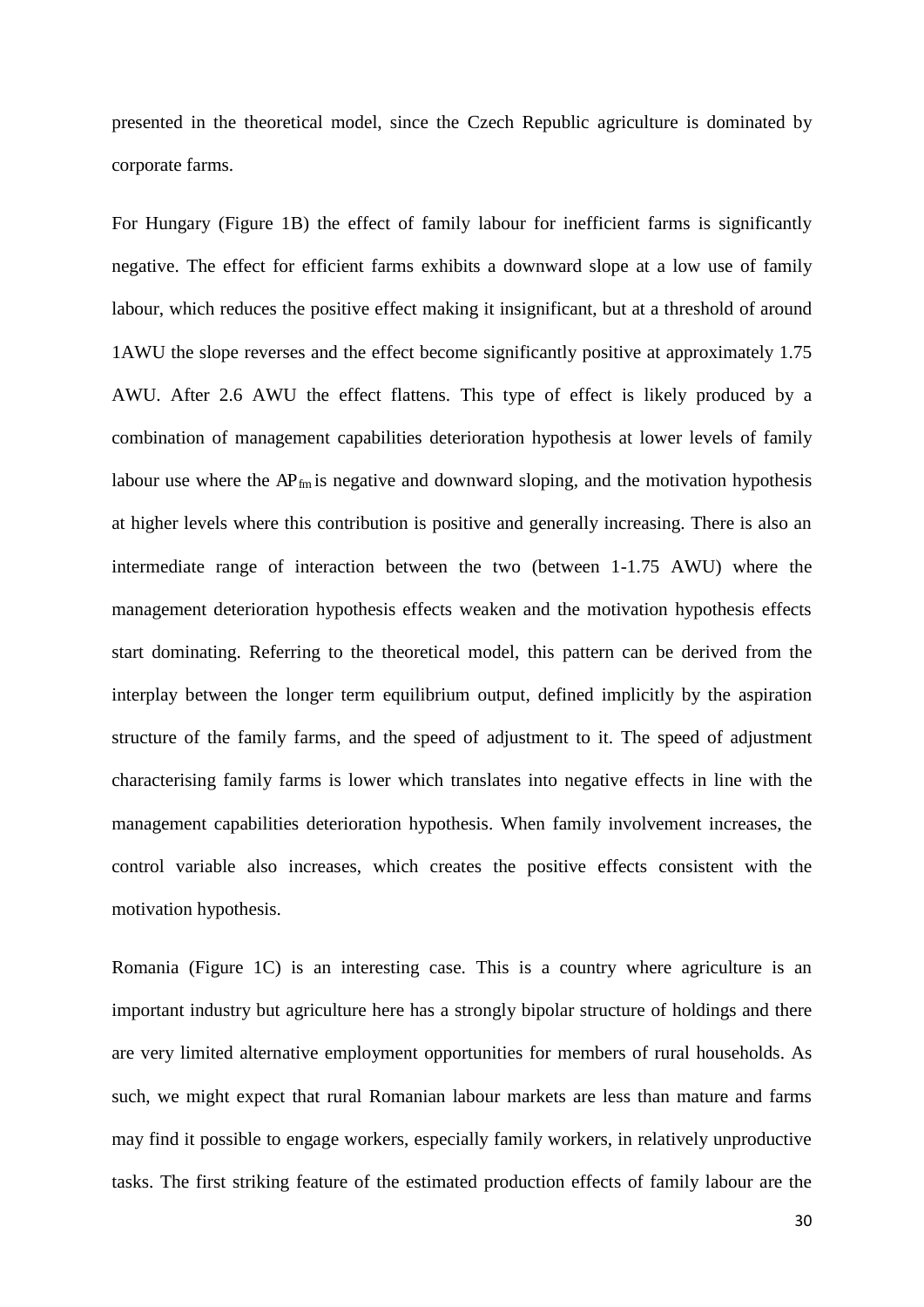presented in the theoretical model, since the Czech Republic agriculture is dominated by corporate farms.

For Hungary (Figure 1B) the effect of family labour for inefficient farms is significantly negative. The effect for efficient farms exhibits a downward slope at a low use of family labour, which reduces the positive effect making it insignificant, but at a threshold of around 1AWU the slope reverses and the effect become significantly positive at approximately 1.75 AWU. After 2.6 AWU the effect flattens. This type of effect is likely produced by a combination of management capabilities deterioration hypothesis at lower levels of family labour use where the $AP_{fm}$ is negative and downward sloping, and the motivation hypothesis at higher levels where this contribution is positive and generally increasing. There is also an intermediate range of interaction between the two (between 1-1.75 AWU) where the management deterioration hypothesis effects weaken and the motivation hypothesis effects start dominating. Referring to the theoretical model, this pattern can be derived from the interplay between the longer term equilibrium output, defined implicitly by the aspiration structure of the family farms, and the speed of adjustment to it. The speed of adjustment characterising family farms is lower which translates into negative effects in line with the management capabilities deterioration hypothesis. When family involvement increases, the control variable also increases, which creates the positive effects consistent with the motivation hypothesis.

Romania (Figure 1C) is an interesting case. This is a country where agriculture is an important industry but agriculture here has a strongly bipolar structure of holdings and there are very limited alternative employment opportunities for members of rural households. As such, we might expect that rural Romanian labour markets are less than mature and farms may find it possible to engage workers, especially family workers, in relatively unproductive tasks. The first striking feature of the estimated production effects of family labour are the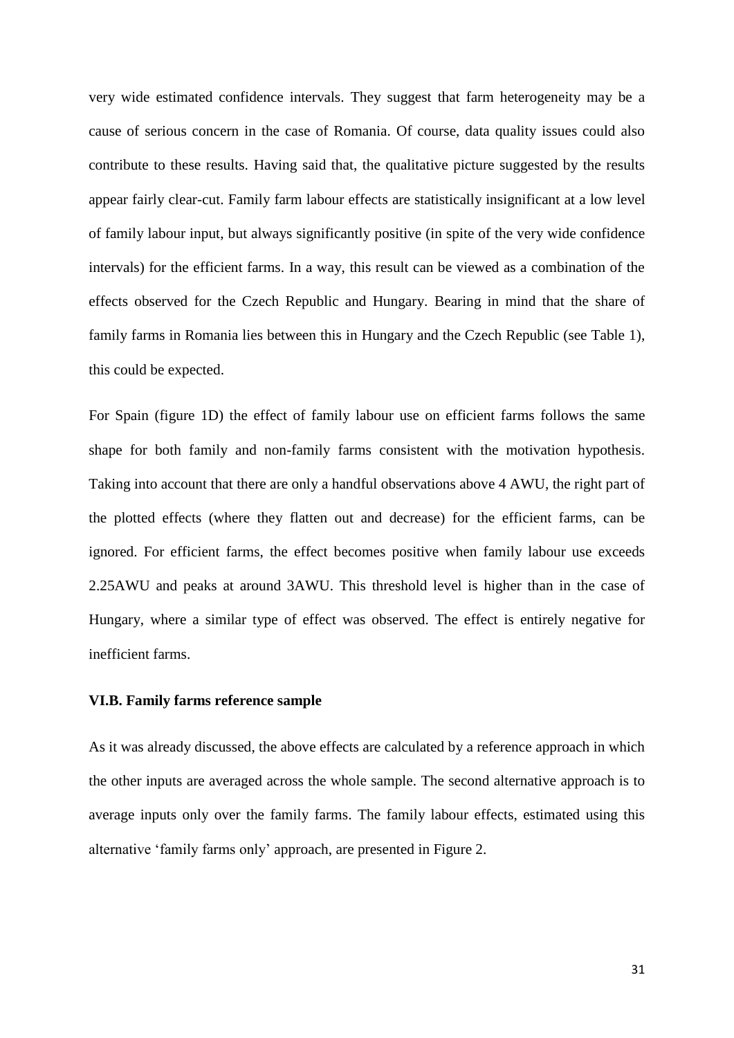very wide estimated confidence intervals. They suggest that farm heterogeneity may be a cause of serious concern in the case of Romania. Of course, data quality issues could also contribute to these results. Having said that, the qualitative picture suggested by the results appear fairly clear-cut. Family farm labour effects are statistically insignificant at a low level of family labour input, but always significantly positive (in spite of the very wide confidence intervals) for the efficient farms. In a way, this result can be viewed as a combination of the effects observed for the Czech Republic and Hungary. Bearing in mind that the share of family farms in Romania lies between this in Hungary and the Czech Republic (see Table 1), this could be expected.

For Spain (figure 1D) the effect of family labour use on efficient farms follows the same shape for both family and non-family farms consistent with the motivation hypothesis. Taking into account that there are only a handful observations above 4 AWU, the right part of the plotted effects (where they flatten out and decrease) for the efficient farms, can be ignored. For efficient farms, the effect becomes positive when family labour use exceeds 2.25AWU and peaks at around 3AWU. This threshold level is higher than in the case of Hungary, where a similar type of effect was observed. The effect is entirely negative for inefficient farms.

### VI.B. Family farms reference sample

As it was already discussed, the above effects are calculated by a reference approach in which the other inputs are averaged across the whole sample. The second alternative approach is to average inputs only over the family farms. The family labour effects, estimated using this alternative 'family farms only' approach, are presented in Figure 2.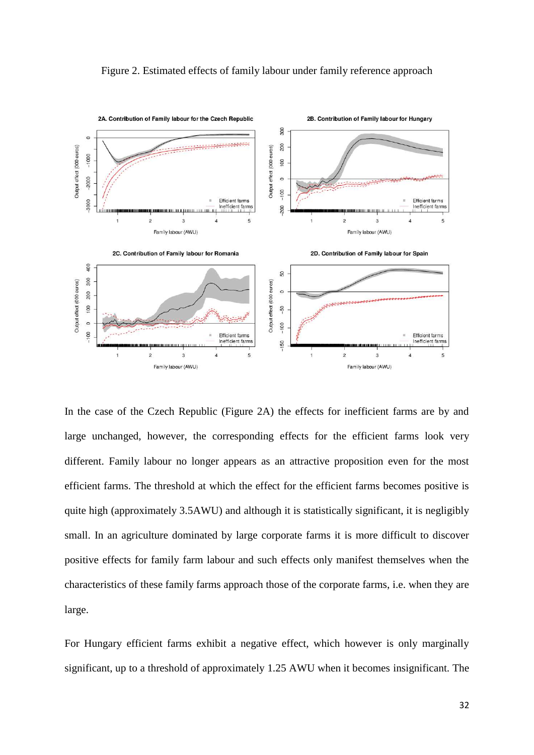Figure 2. Estimated effects of family labour under family reference approach

In the case of the Czech Republic (Figure 2A) the effects for inefficient farms are by and large unchanged, however, the corresponding effects for the efficient farms look very different. Family labour no longer appears as an attractive proposition even for the most efficient farms. The threshold at which the effect for the efficient farms becomes positive is quite high (approximately 3.5AWU) and although it is statistically significant, it is negligibly small. In an agriculture dominated by large corporate farms it is more difficult to discover positive effects for family farm labour and such effects only manifest themselves when the characteristics of these family farms approach those of the corporate farms, i.e. when they are large.

For Hungary efficient farms exhibit a negative effect, which however is only marginally significant, up to a threshold of approximately 1.25 AWU when it becomes insignificant. The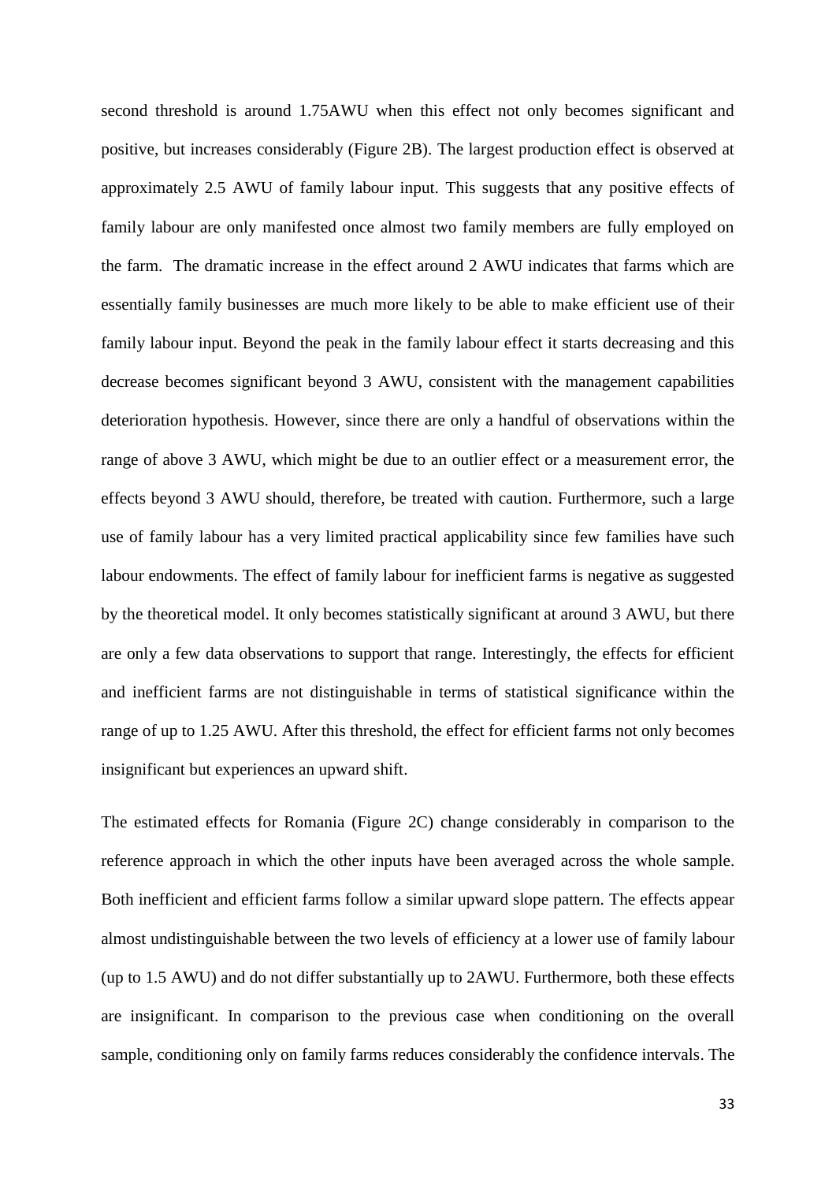second threshold is around 1.75AWU when this effect not only becomes significant and positive, but increases considerably (Figure 2B). The largest production effect is observed at approximately 2.5 AWU of family labour input. This suggests that any positive effects of family labour are only manifested once almost two family members are fully employed on the farm. The dramatic increase in the effect around 2 AWU indicates that farms which are essentially family businesses are much more likely to be able to make efficient use of their family labour input. Beyond the peak in the family labour effect it starts decreasing and this decrease becomes significant beyond 3 AWU, consistent with the management capabilities deterioration hypothesis. However, since there are only a handful of observations within the range of above 3 AWU, which might be due to an outlier effect or a measurement error, the effects beyond 3 AWU should, therefore, be treated with caution. Furthermore, such a large use of family labour has a very limited practical applicability since few families have such labour endowments. The effect of family labour for inefficient farms is negative as suggested by the theoretical model. It only becomes statistically significant at around 3 AWU, but there are only a few data observations to support that range. Interestingly, the effects for efficient and inefficient farms are not distinguishable in terms of statistical significance within the range of up to 1.25 AWU. After this threshold, the effect for efficient farms not only becomes insignificant but experiences an upward shift.

The estimated effects for Romania (Figure 2C) change considerably in comparison to the reference approach in which the other inputs have been averaged across the whole sample. Both inefficient and efficient farms follow a similar upward slope pattern. The effects appear almost undistinguishable between the two levels of efficiency at a lower use of family labour (up to 1.5 AWU) and do not differ substantially up to 2AWU. Furthermore, both these effects are insignificant. In comparison to the previous case when conditioning on the overall sample, conditioning only on family farms reduces considerably the confidence intervals. The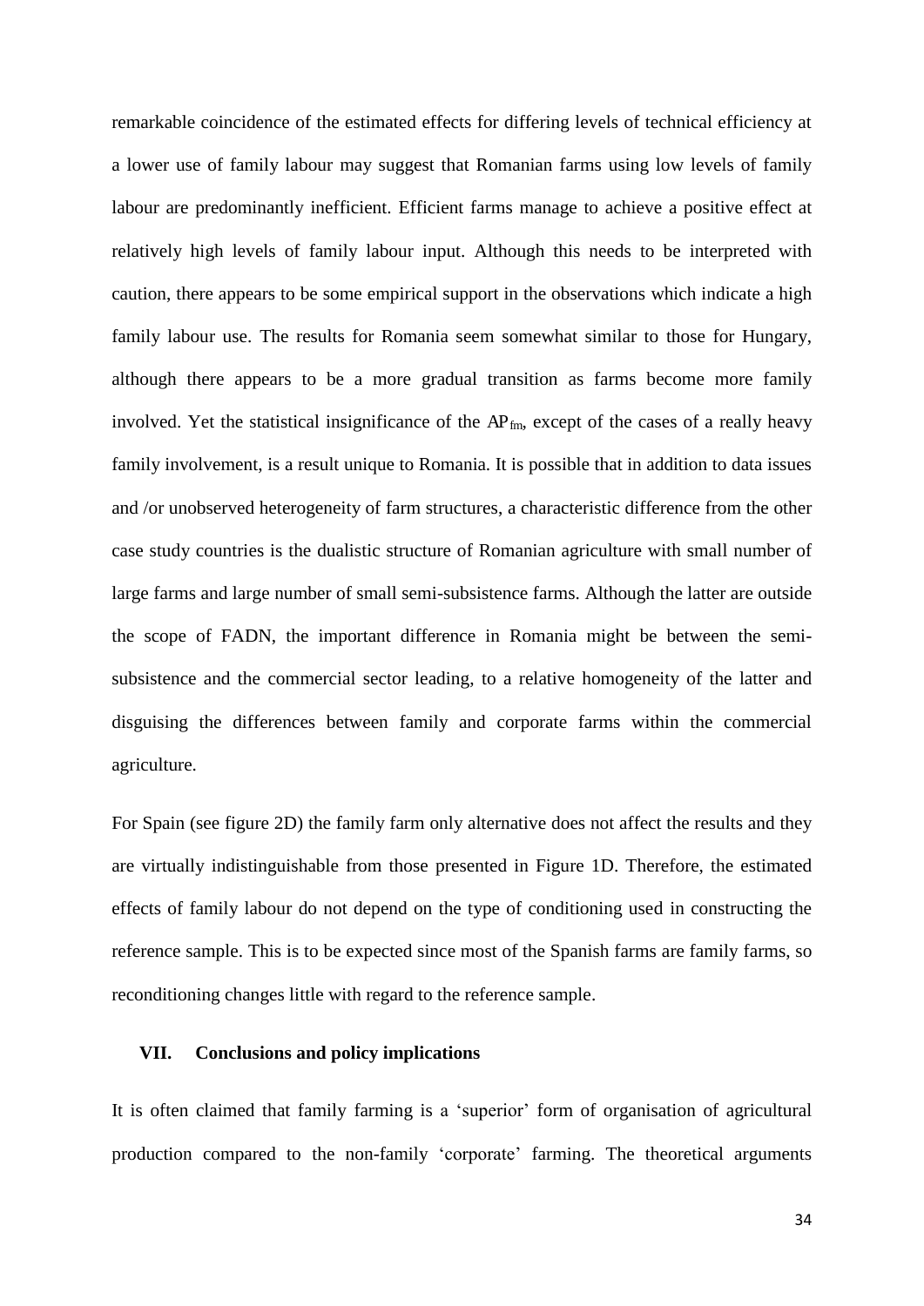remarkable coincidence of the estimated effects for differing levels of technical efficiency at a lower use of family labour may suggest that Romanian farms using low levels of family labour are predominantly inefficient. Efficient farms manage to achieve a positive effect at relatively high levels of family labour input. Although this needs to be interpreted with caution, there appears to be some empirical support in the observations which indicate a high family labour use. The results for Romania seem somewhat similar to those for Hungary, although there appears to be a more gradual transition as farms become more family involved. Yet the statistical insignificance of the $AP_{fm}$, except of the cases of a really heavy family involvement, is a result unique to Romania. It is possible that in addition to data issues and /or unobserved heterogeneity of farm structures, a characteristic difference from the other case study countries is the dualistic structure of Romanian agriculture with small number of large farms and large number of small semi-subsistence farms. Although the latter are outside the scope of FADN, the important difference in Romania might be between the semi-subsistence and the commercial sector leading, to a relative homogeneity of the latter and disguising the differences between family and corporate farms within the commercial agriculture.

For Spain (see figure 2D) the family farm only alternative does not affect the results and they are virtually indistinguishable from those presented in Figure 1D. Therefore, the estimated effects of family labour do not depend on the type of conditioning used in constructing the reference sample. This is to be expected since most of the Spanish farms are family farms, so reconditioning changes little with regard to the reference sample.

## VII. Conclusions and policy implications

It is often claimed that family farming is a 'superior' form of organisation of agricultural production compared to the non-family 'corporate' farming. The theoretical arguments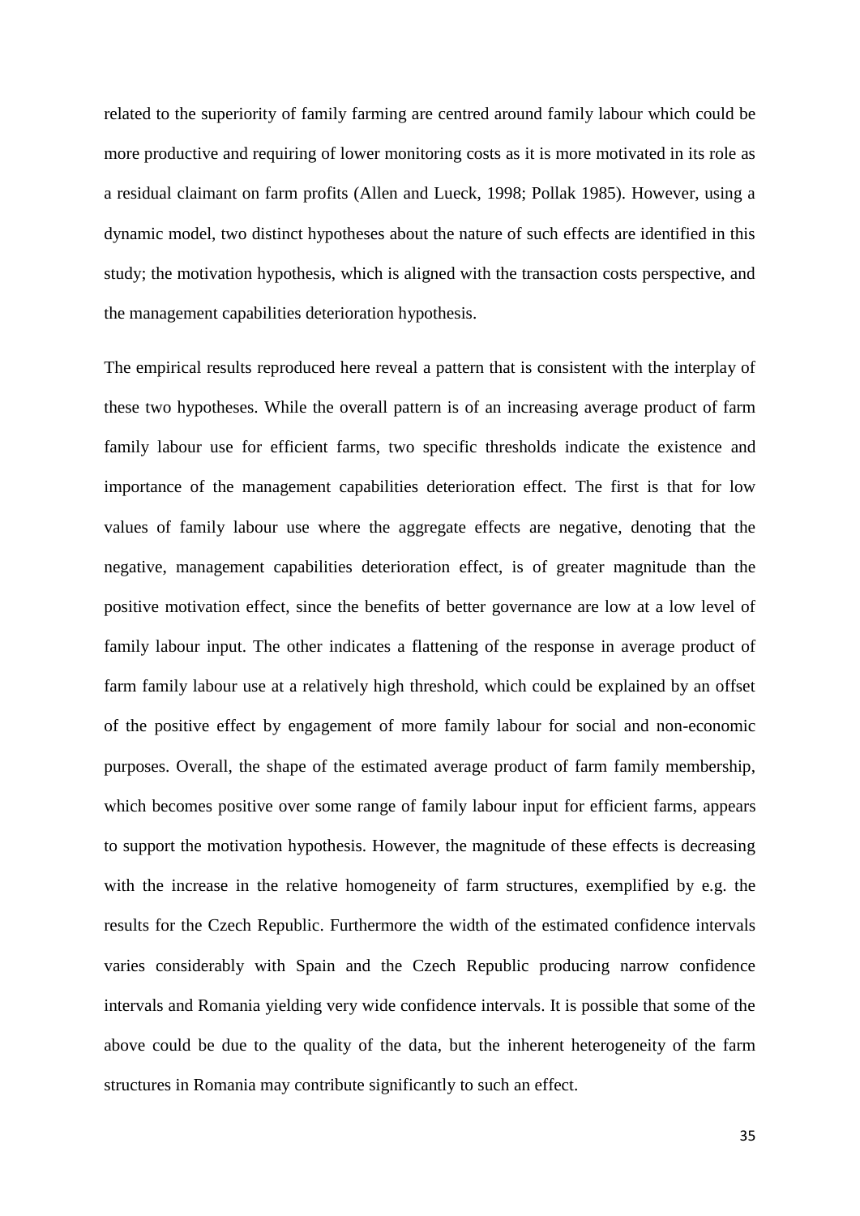related to the superiority of family farming are centred around family labour which could be more productive and requiring of lower monitoring costs as it is more motivated in its role as a residual claimant on farm profits (Allen and Lueck, 1998; Pollak 1985). However, using a dynamic model, two distinct hypotheses about the nature of such effects are identified in this study; the motivation hypothesis, which is aligned with the transaction costs perspective, and the management capabilities deterioration hypothesis.

The empirical results reproduced here reveal a pattern that is consistent with the interplay of these two hypotheses. While the overall pattern is of an increasing average product of farm family labour use for efficient farms, two specific thresholds indicate the existence and importance of the management capabilities deterioration effect. The first is that for low values of family labour use where the aggregate effects are negative, denoting that the negative, management capabilities deterioration effect, is of greater magnitude than the positive motivation effect, since the benefits of better governance are low at a low level of family labour input. The other indicates a flattening of the response in average product of farm family labour use at a relatively high threshold, which could be explained by an offset of the positive effect by engagement of more family labour for social and non-economic purposes. Overall, the shape of the estimated average product of farm family membership, which becomes positive over some range of family labour input for efficient farms, appears to support the motivation hypothesis. However, the magnitude of these effects is decreasing with the increase in the relative homogeneity of farm structures, exemplified by e.g. the results for the Czech Republic. Furthermore the width of the estimated confidence intervals varies considerably with Spain and the Czech Republic producing narrow confidence intervals and Romania yielding very wide confidence intervals. It is possible that some of the above could be due to the quality of the data, but the inherent heterogeneity of the farm structures in Romania may contribute significantly to such an effect.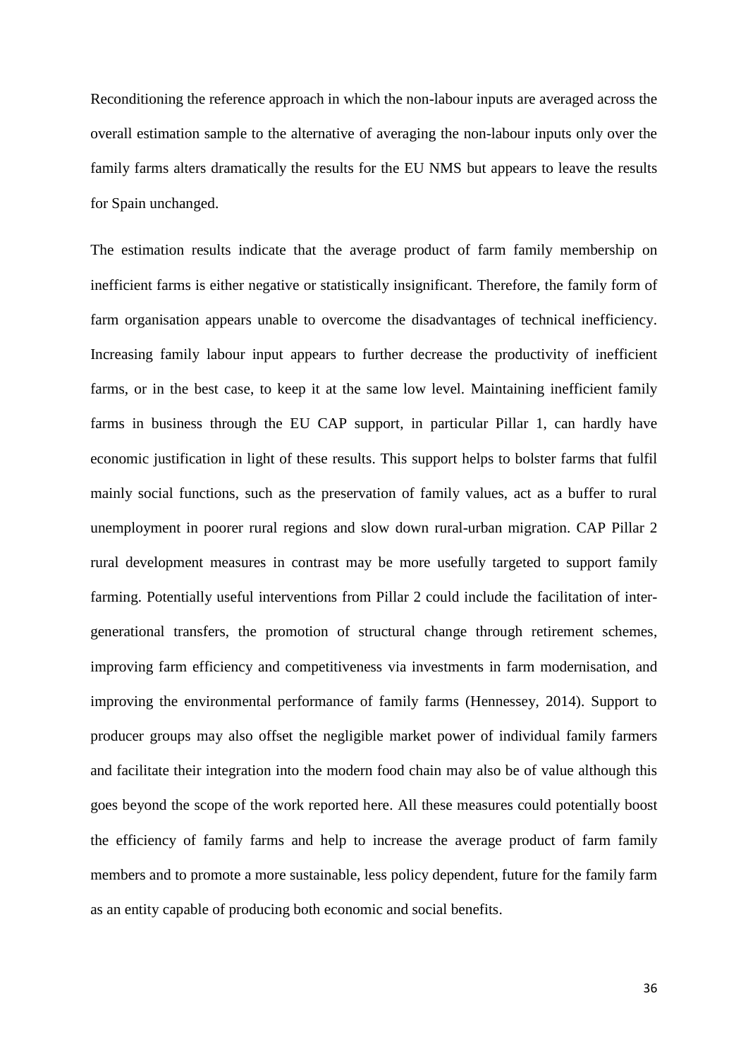Reconditioning the reference approach in which the non-labour inputs are averaged across the overall estimation sample to the alternative of averaging the non-labour inputs only over the family farms alters dramatically the results for the EU NMS but appears to leave the results for Spain unchanged.

The estimation results indicate that the average product of farm family membership on inefficient farms is either negative or statistically insignificant. Therefore, the family form of farm organisation appears unable to overcome the disadvantages of technical inefficiency. Increasing family labour input appears to further decrease the productivity of inefficient farms, or in the best case, to keep it at the same low level. Maintaining inefficient family farms in business through the EU CAP support, in particular Pillar 1, can hardly have economic justification in light of these results. This support helps to bolster farms that fulfil mainly social functions, such as the preservation of family values, act as a buffer to rural unemployment in poorer rural regions and slow down rural-urban migration. CAP Pillar 2 rural development measures in contrast may be more usefully targeted to support family farming. Potentially useful interventions from Pillar 2 could include the facilitation of inter-generational transfers, the promotion of structural change through retirement schemes, improving farm efficiency and competitiveness via investments in farm modernisation, and improving the environmental performance of family farms (Hennessey, 2014). Support to producer groups may also offset the negligible market power of individual family farmers and facilitate their integration into the modern food chain may also be of value although this goes beyond the scope of the work reported here. All these measures could potentially boost the efficiency of family farms and help to increase the average product of farm family members and to promote a more sustainable, less policy dependent, future for the family farm as an entity capable of producing both economic and social benefits.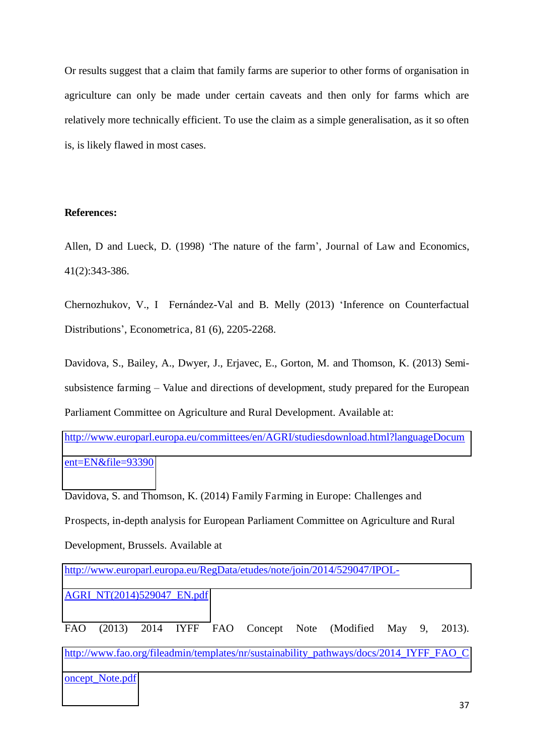Or results suggest that a claim that family farms are superior to other forms of organisation in agriculture can only be made under certain caveats and then only for farms which are relatively more technically efficient. To use the claim as a simple generalisation, as it so often is, is likely flawed in most cases.

**References:**

Allen, D and Lueck, D. (1998) 'The nature of the farm', Journal of Law and Economics, 41(2):343-386.

Chernozhukov, V., I Fernández-Val and B. Melly (2013) 'Inference on Counterfactual Distributions', Econometrica, 81 (6), 2205-2268.

Davidova, S., Bailey, A., Dwyer, J., Erjavec, E., Gorton, M. and Thomson, K. (2013) Semi-subsistence farming – Value and directions of development, study prepared for the European Parliament Committee on Agriculture and Rural Development. Available at: http://www.europarl.europa.eu/committees/en/AGRI/studiesdownload.html?languageDocument=EN&file=93390

Davidova, S. and Thomson, K. (2014) Family Farming in Europe: Challenges and Prospects, in-depth analysis for European Parliament Committee on Agriculture and Rural Development, Brussels. Available at http://www.europarl.europa.eu/RegData/etudes/note/join/2014/529047/IPOL-AGRI_NT(2014)529047_EN.pdf

FAO (2013) 2014 IYFF FAO Concept Note (Modified May 9, 2013). http://www.fao.org/fileadmin/templates/nr/sustainability_pathways/docs/2014_IYFF_FAO_Concept_Note.pdf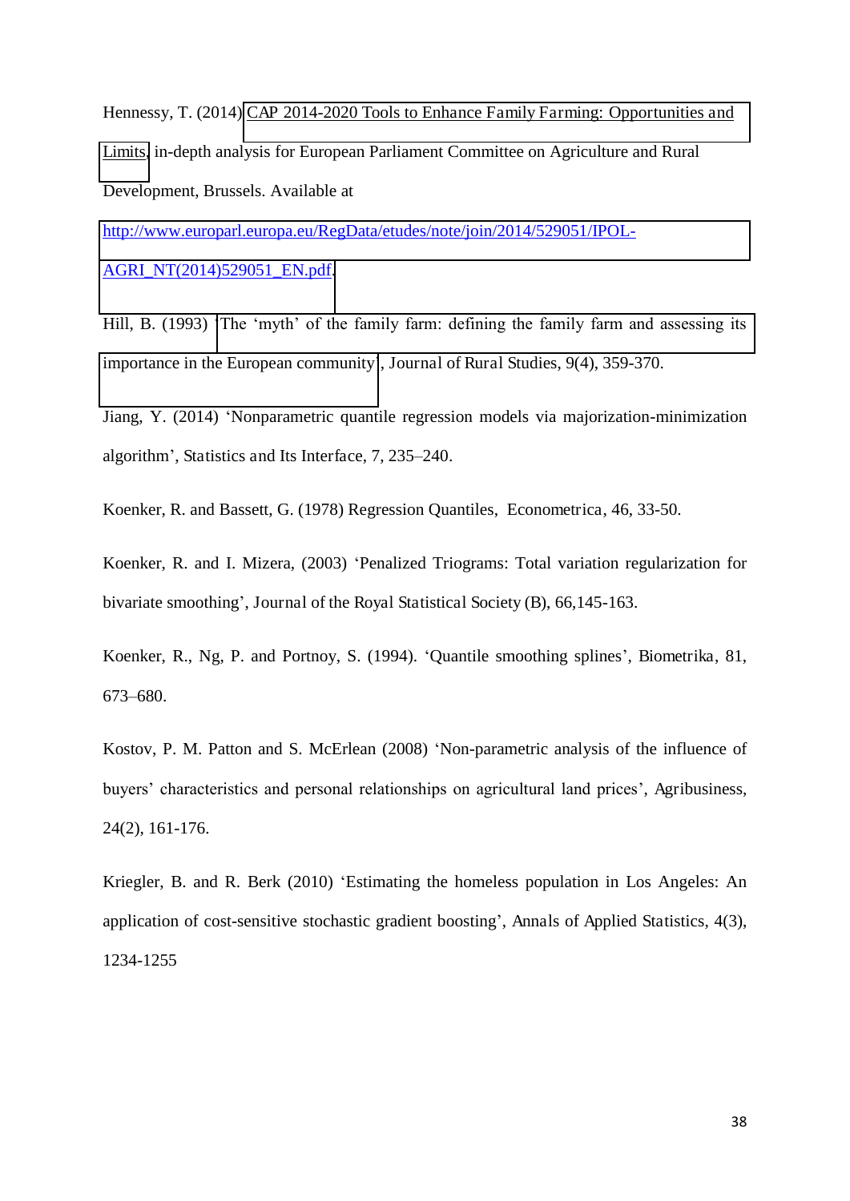Hennessy, T. (2014) CAP 2014-2020 Tools to Enhance Family Farming: Opportunities and Limits, in-depth analysis for European Parliament Committee on Agriculture and Rural Development, Brussels. Available at http://www.europarl.europa.eu/RegData/etudes/note/join/2014/529051/IPOL-AGRI_NT(2014)529051_EN.pdf.

Hill, B. (1993) 'The 'myth' of the family farm: defining the family farm and assessing its importance in the European community', Journal of Rural Studies, 9(4), 359-370.

Jiang, Y. (2014) 'Nonparametric quantile regression models via majorization-minimization algorithm', Statistics and Its Interface, 7, 235–240.

Koenker, R. and Bassett, G. (1978) Regression Quantiles, Econometrica, 46, 33-50.

Koenker, R. and I. Mizera, (2003) 'Penalized Triograms: Total variation regularization for bivariate smoothing', Journal of the Royal Statistical Society (B), 66,145-163.

Koenker, R., Ng, P. and Portnoy, S. (1994). 'Quantile smoothing splines', Biometrika, 81, 673–680.

Kostov, P. M. Patton and S. McErlean (2008) 'Non-parametric analysis of the influence of buyers' characteristics and personal relationships on agricultural land prices', Agribusiness, 24(2), 161-176.

Kriegler, B. and R. Berk (2010) 'Estimating the homeless population in Los Angeles: An application of cost-sensitive stochastic gradient boosting', Annals of Applied Statistics, 4(3), 1234-1255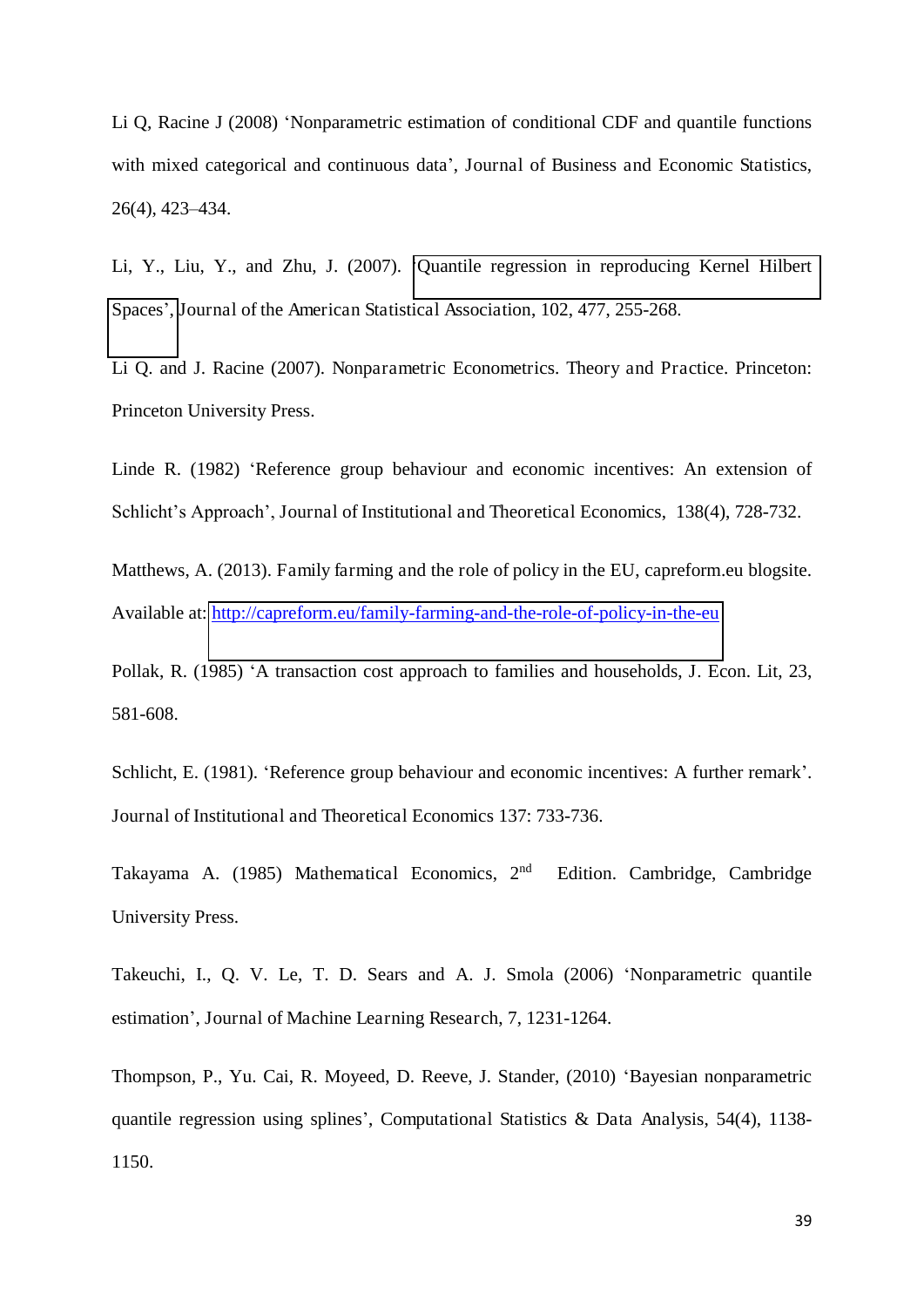Li Q, Racine J (2008) 'Nonparametric estimation of conditional CDF and quantile functions with mixed categorical and continuous data', Journal of Business and Economic Statistics, 26(4), 423–434.

Li, Y., Liu, Y., and Zhu, J. (2007). 'Quantile regression in reproducing Kernel Hilbert Spaces', Journal of the American Statistical Association, 102, 477, 255-268.

Li Q. and J. Racine (2007). Nonparametric Econometrics. Theory and Practice. Princeton: Princeton University Press.

Linde R. (1982) 'Reference group behaviour and economic incentives: An extension of Schlicht's Approach', Journal of Institutional and Theoretical Economics, 138(4), 728-732.

Matthews, A. (2013). Family farming and the role of policy in the EU, capreform.eu blogsite. Available at: http://capreform.eu/family-farming-and-the-role-of-policy-in-the-eu

Pollak, R. (1985) 'A transaction cost approach to families and households, J. Econ. Lit, 23, 581-608.

Schlicht, E. (1981). 'Reference group behaviour and economic incentives: A further remark'. Journal of Institutional and Theoretical Economics 137: 733-736.

Takayama A. (1985) Mathematical Economics, 2nd Edition. Cambridge, Cambridge University Press.

Takeuchi, I., Q. V. Le, T. D. Sears and A. J. Smola (2006) 'Nonparametric quantile estimation', Journal of Machine Learning Research, 7, 1231-1264.

Thompson, P., Yu. Cai, R. Moyeed, D. Reeve, J. Stander, (2010) 'Bayesian nonparametric quantile regression using splines', Computational Statistics & Data Analysis, 54(4), 1138-1150.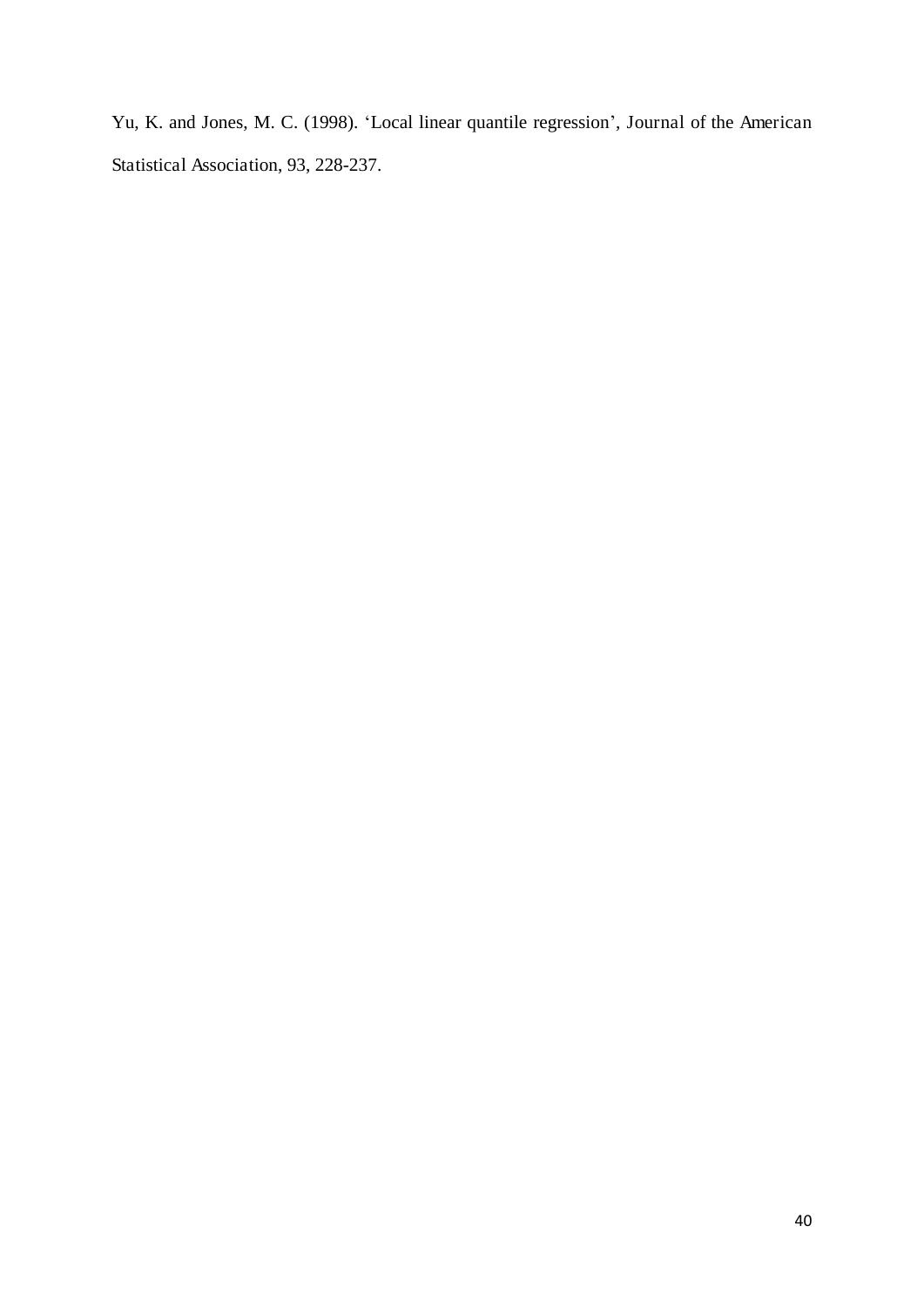Yu, K. and Jones, M. C. (1998). 'Local linear quantile regression', Journal of the American Statistical Association, 93, 228-237.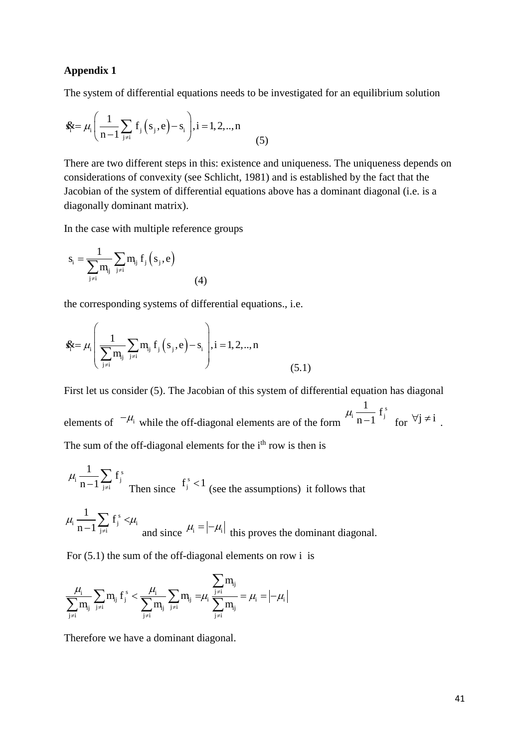**Appendix 1**

The system of differential equations needs to be investigated for an equilibrium solution

$$\dot{s}_i = \mu_i \left( \frac{1}{n-1} \sum_{j \neq i} f_j\left(s_j, e\right) - s_i \right), i = 1, 2, .., n \tag{5}$$

There are two different steps in this: existence and uniqueness. The uniqueness depends on considerations of convexity (see Schlicht, 1981) and is established by the fact that the Jacobian of the system of differential equations above has a dominant diagonal (i.e. is a diagonally dominant matrix).

In the case with multiple reference groups

$$s_i = \frac{1}{\sum_{j \neq i} m_{ij}} \sum_{j \neq i} m_{ij} f_j\left(s_j, e\right) \tag{4}$$

the corresponding systems of differential equations., i.e.

$$\dot{s}_i = \mu_i \left( \frac{1}{\sum_{j \neq i} m_{ij}} \sum_{j \neq i} m_{ij} f_j\left(s_j, e\right) - s_i \right), i = 1, 2, .., n \tag{5.1}$$

First let us consider (5). The Jacobian of this system of differential equation has diagonal elements of $-\mu_i$ while the off-diagonal elements are of the form $\mu_i \frac{1}{n-1} f_j^s$ for $\forall j \neq i$.

The sum of the off-diagonal elements for the i[th] row is then is

$\mu_i \frac{1}{n-1} \sum_{j \neq i} f_j^s$ Then since $f_j^s < 1$ (see the assumptions) it follows that

$\mu_i \frac{1}{n-1} \sum_{j \neq i} f_j^s < \mu_i$ and since $\mu_i = \left|-\mu_i\right|$ this proves the dominant diagonal.

For (5.1) the sum of the off-diagonal elements on row i is

$$\frac{\mu_i}{\sum_{j \neq i} m_{ij}} \sum_{j \neq i} m_{ij} f_j^s < \frac{\mu_i}{\sum_{j \neq i} m_{ij}} \sum_{j \neq i} m_{ij} = \mu_i \frac{\sum_{j \neq i} m_{ij}}{\sum_{j \neq i} m_{ij}} = \mu_i = \left|-\mu_i\right|$$

Therefore we have a dominant diagonal.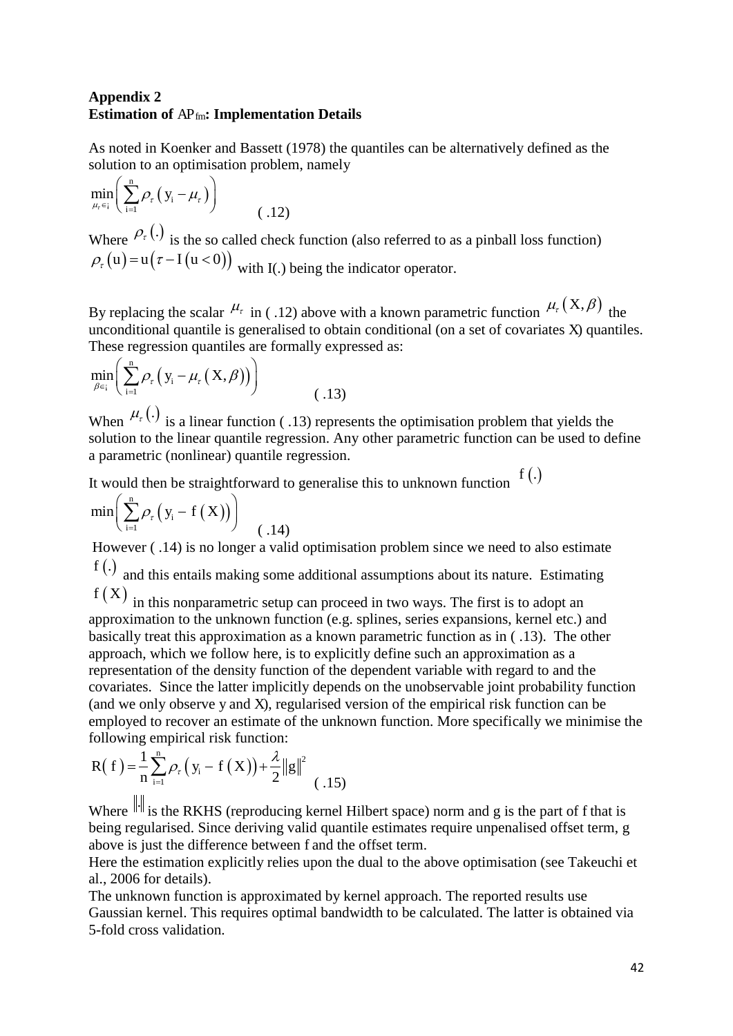**Appendix 2**
**Estimation of $AP_{fm}$: Implementation Details**

As noted in Koenker and Bassett (1978) the quantiles can be alternatively defined as the solution to an optimisation problem, namely

$$\min_{\mu_\tau \in ¡} \left( \sum_{i=1}^{n} \rho_\tau \left( y_i - \mu_\tau \right) \right) \qquad ( .12)$$

Where $\rho_\tau(.)$ is the so called check function (also referred to as a pinball loss function) $\rho_\tau(u) = u(\tau - I(u<0))$ with I(.) being the indicator operator.

By replacing the scalar $\mu_\tau$ in ( .12) above with a known parametric function $\mu_\tau(X, \beta)$ the unconditional quantile is generalised to obtain conditional (on a set of covariates X) quantiles. These regression quantiles are formally expressed as:

$$\min_{\beta \in ¡} \left( \sum_{i=1}^{n} \rho_\tau \left( y_i - \mu_\tau (X, \beta) \right) \right) \qquad ( .13)$$

When $\mu_\tau(.)$ is a linear function ( .13) represents the optimisation problem that yields the solution to the linear quantile regression. Any other parametric function can be used to define a parametric (nonlinear) quantile regression.

It would then be straightforward to generalise this to unknown function $f(.)$

$$\min \left( \sum_{i=1}^{n} \rho_\tau \left( y_i - f(X) \right) \right) \qquad ( .14)$$

However ( .14) is no longer a valid optimisation problem since we need to also estimate $f(.)$ and this entails making some additional assumptions about its nature. Estimating $f(X)$ in this nonparametric setup can proceed in two ways. The first is to adopt an approximation to the unknown function (e.g. splines, series expansions, kernel etc.) and basically treat this approximation as a known parametric function as in ( .13). The other approach, which we follow here, is to explicitly define such an approximation as a representation of the density function of the dependent variable with regard to and the covariates. Since the latter implicitly depends on the unobservable joint probability function (and we only observe y and X), regularised version of the empirical risk function can be employed to recover an estimate of the unknown function. More specifically we minimise the following empirical risk function:

$$R(f) = \frac{1}{n} \sum_{i=1}^{n} \rho_\tau \left( y_i - f(X) \right) + \frac{\lambda}{2} \|g\|^2 \qquad ( .15)$$

Where $\|\cdot\|$ is the RKHS (reproducing kernel Hilbert space) norm and g is the part of f that is being regularised. Since deriving valid quantile estimates require unpenalised offset term, g above is just the difference between f and the offset term.

Here the estimation explicitly relies upon the dual to the above optimisation (see Takeuchi et al., 2006 for details).

The unknown function is approximated by kernel approach. The reported results use Gaussian kernel. This requires optimal bandwidth to be calculated. The latter is obtained via 5-fold cross validation.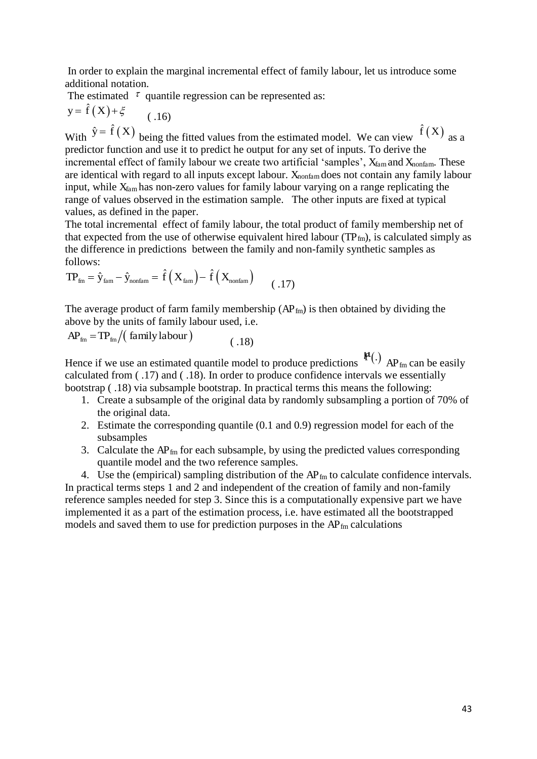In order to explain the marginal incremental effect of family labour, let us introduce some additional notation.

The estimated $\tau$ quantile regression can be represented as:

$$y = \hat{f}(X) + \xi \qquad (.16)$$

With $\hat{y} = \hat{f}(X)$ being the fitted values from the estimated model. We can view $\hat{f}(X)$ as a predictor function and use it to predict he output for any set of inputs. To derive the incremental effect of family labour we create two artificial 'samples', $X_{fam}$ and $X_{nonfam}$. These are identical with regard to all inputs except labour. $X_{nonfam}$ does not contain any family labour input, while $X_{fam}$ has non-zero values for family labour varying on a range replicating the range of values observed in the estimation sample. The other inputs are fixed at typical values, as defined in the paper.

The total incremental effect of family labour, the total product of family membership net of that expected from the use of otherwise equivalent hired labour ($TP_{fm}$), is calculated simply as the difference in predictions between the family and non-family synthetic samples as follows:

$$TP_{fm} = \hat{y}_{fam} - \hat{y}_{nonfam} = \hat{f}(X_{fam}) - \hat{f}(X_{nonfam}) \qquad (.17)$$

The average product of farm family membership ($AP_{fm}$) is then obtained by dividing the above by the units of family labour used, i.e.

$$AP_{fm} = TP_{fm} / (\text{family labour}) \qquad (.18)$$

Hence if we use an estimated quantile model to produce predictions $\hat{f}(.)$ $AP_{fm}$ can be easily calculated from ( .17) and ( .18). In order to produce confidence intervals we essentially bootstrap ( .18) via subsample bootstrap. In practical terms this means the following:

1. Create a subsample of the original data by randomly subsampling a portion of 70% of the original data.
2. Estimate the corresponding quantile (0.1 and 0.9) regression model for each of the subsamples
3. Calculate the $AP_{fm}$ for each subsample, by using the predicted values corresponding quantile model and the two reference samples.
4. Use the (empirical) sampling distribution of the $AP_{fm}$ to calculate confidence intervals.

In practical terms steps 1 and 2 and independent of the creation of family and non-family reference samples needed for step 3. Since this is a computationally expensive part we have implemented it as a part of the estimation process, i.e. have estimated all the bootstrapped models and saved them to use for prediction purposes in the $AP_{fm}$ calculations